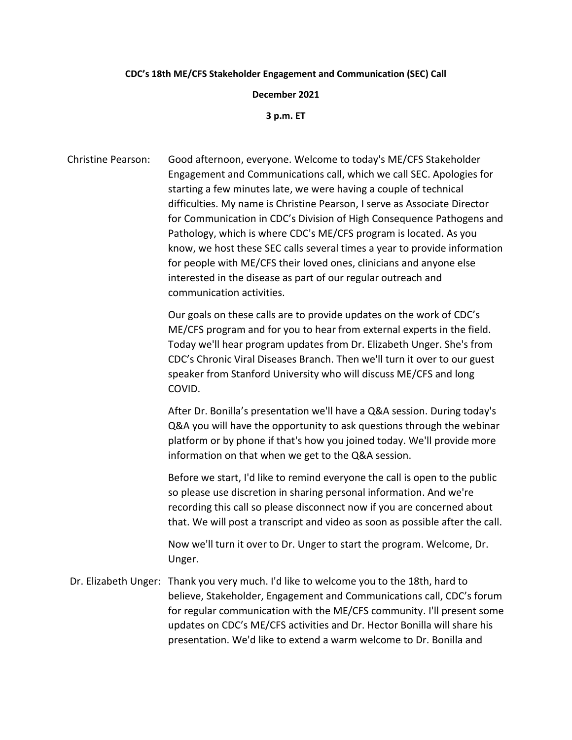**CDC's 18th ME/CFS Stakeholder Engagement and Communication (SEC) Call**

**December 2021**

**3 p.m. ET**

Christine Pearson: Good afternoon, everyone. Welcome to today's ME/CFS Stakeholder Engagement and Communications call, which we call SEC. Apologies for starting a few minutes late, we were having a couple of technical difficulties. My name is Christine Pearson, I serve as Associate Director for Communication in CDC's Division of High Consequence Pathogens and Pathology, which is where CDC's ME/CFS program is located. As you know, we host these SEC calls several times a year to provide information for people with ME/CFS their loved ones, clinicians and anyone else interested in the disease as part of our regular outreach and communication activities.

Our goals on these calls are to provide updates on the work of CDC's ME/CFS program and for you to hear from external experts in the field. Today we'll hear program updates from Dr. Elizabeth Unger. She's from CDC's Chronic Viral Diseases Branch. Then we'll turn it over to our guest speaker from Stanford University who will discuss ME/CFS and long COVID.

After Dr. Bonilla's presentation we'll have a Q&A session. During today's Q&A you will have the opportunity to ask questions through the webinar platform or by phone if that's how you joined today. We'll provide more information on that when we get to the Q&A session.

Before we start, I'd like to remind everyone the call is open to the public so please use discretion in sharing personal information. And we're recording this call so please disconnect now if you are concerned about that. We will post a transcript and video as soon as possible after the call.

Now we'll turn it over to Dr. Unger to start the program. Welcome, Dr. Unger.

Dr. Elizabeth Unger: Thank you very much. I'd like to welcome you to the 18th, hard to believe, Stakeholder, Engagement and Communications call, CDC's forum for regular communication with the ME/CFS community. I'll present some updates on CDC's ME/CFS activities and Dr. Hector Bonilla will share his presentation. We'd like to extend a warm welcome to Dr. Bonilla and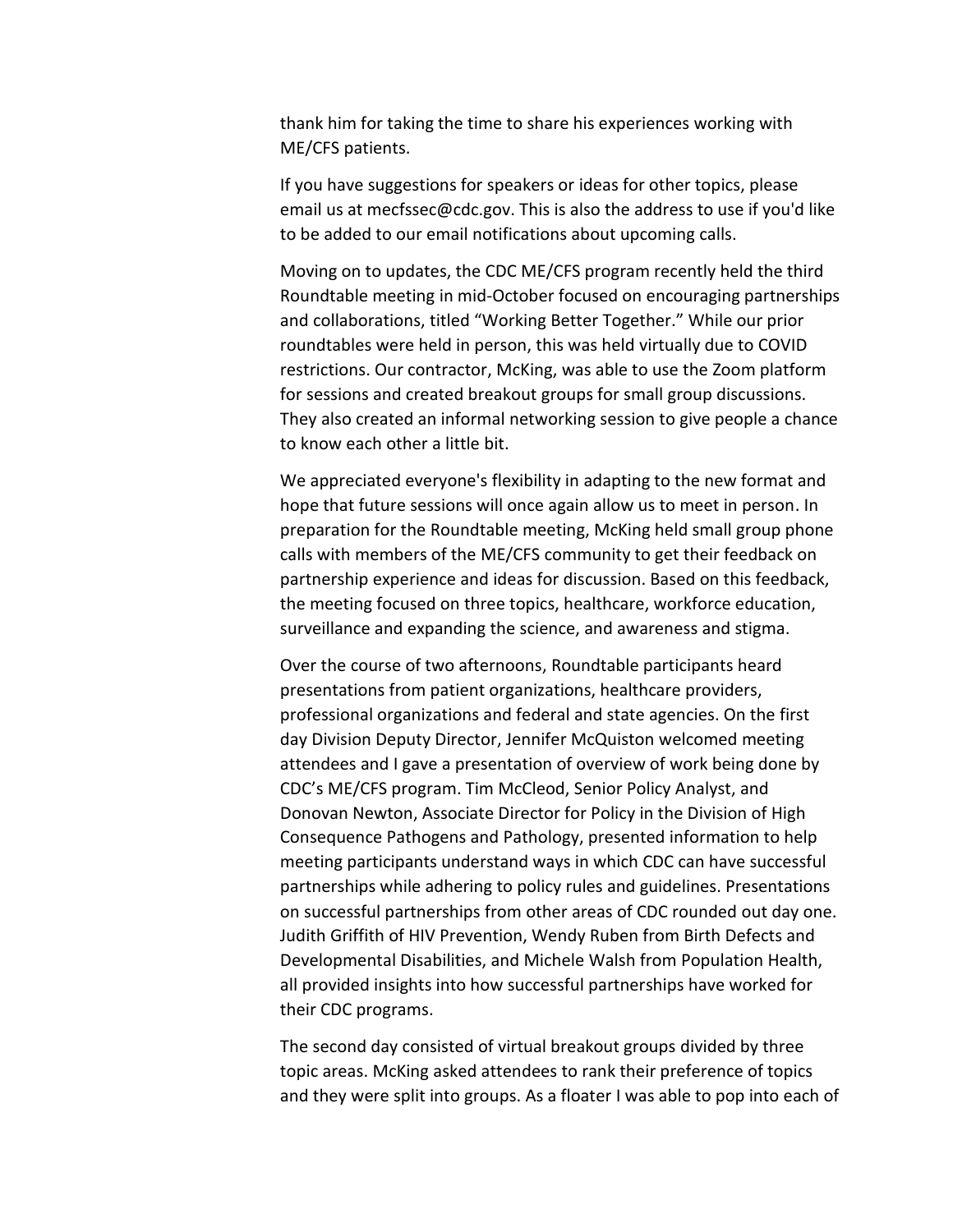thank him for taking the time to share his experiences working with ME/CFS patients.

If you have suggestions for speakers or ideas for other topics, please email us at mecfssec@cdc.gov. This is also the address to use if you'd like to be added to our email notifications about upcoming calls.

Moving on to updates, the CDC ME/CFS program recently held the third Roundtable meeting in mid-October focused on encouraging partnerships and collaborations, titled "Working Better Together." While our prior roundtables were held in person, this was held virtually due to COVID restrictions. Our contractor, McKing, was able to use the Zoom platform for sessions and created breakout groups for small group discussions. They also created an informal networking session to give people a chance to know each other a little bit.

We appreciated everyone's flexibility in adapting to the new format and hope that future sessions will once again allow us to meet in person. In preparation for the Roundtable meeting, McKing held small group phone calls with members of the ME/CFS community to get their feedback on partnership experience and ideas for discussion. Based on this feedback, the meeting focused on three topics, healthcare, workforce education, surveillance and expanding the science, and awareness and stigma.

Over the course of two afternoons, Roundtable participants heard presentations from patient organizations, healthcare providers, professional organizations and federal and state agencies. On the first day Division Deputy Director, Jennifer McQuiston welcomed meeting attendees and I gave a presentation of overview of work being done by CDC's ME/CFS program. Tim McCleod, Senior Policy Analyst, and Donovan Newton, Associate Director for Policy in the Division of High Consequence Pathogens and Pathology, presented information to help meeting participants understand ways in which CDC can have successful partnerships while adhering to policy rules and guidelines. Presentations on successful partnerships from other areas of CDC rounded out day one. Judith Griffith of HIV Prevention, Wendy Ruben from Birth Defects and Developmental Disabilities, and Michele Walsh from Population Health, all provided insights into how successful partnerships have worked for their CDC programs.

The second day consisted of virtual breakout groups divided by three topic areas. McKing asked attendees to rank their preference of topics and they were split into groups. As a floater I was able to pop into each of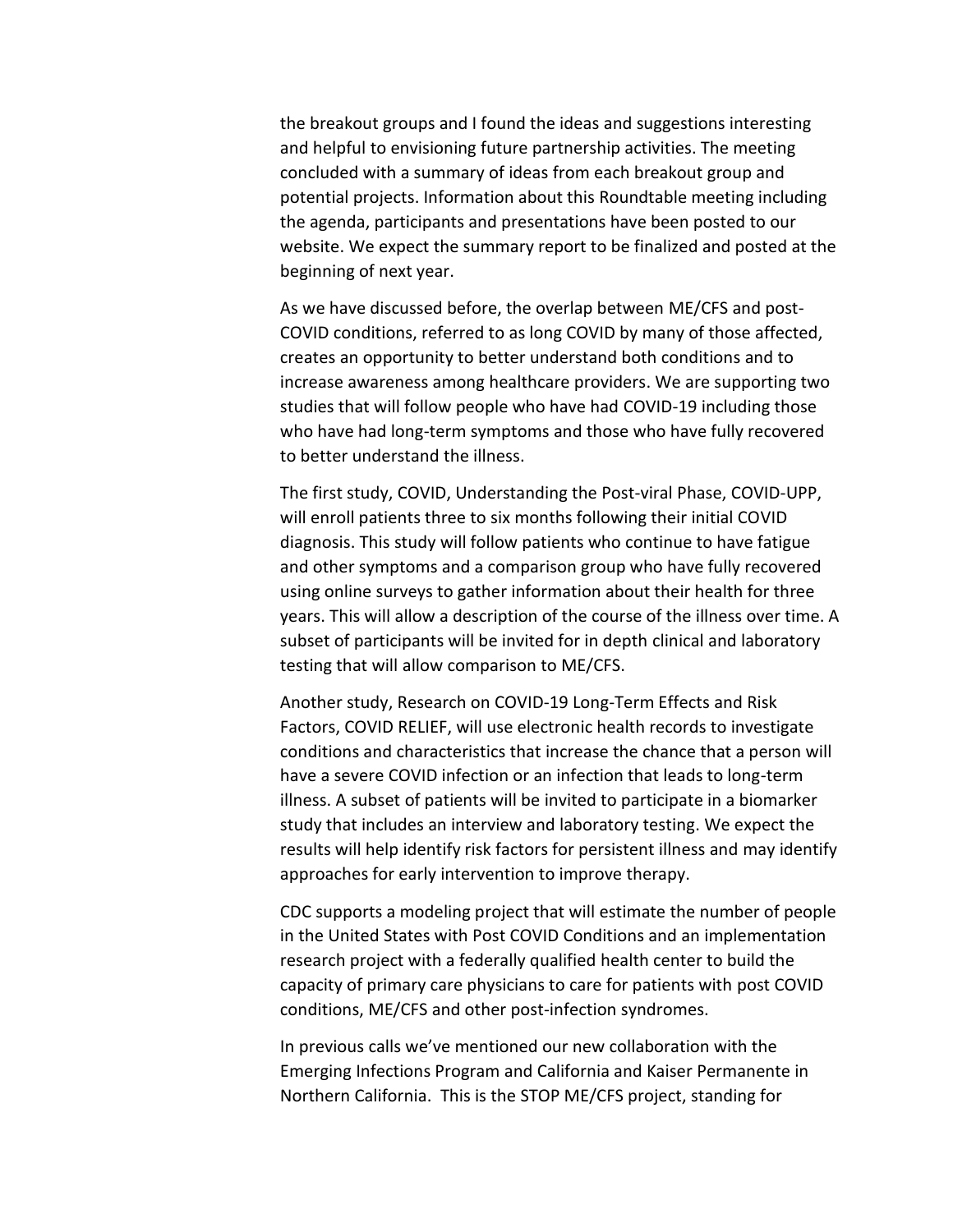the breakout groups and I found the ideas and suggestions interesting and helpful to envisioning future partnership activities. The meeting concluded with a summary of ideas from each breakout group and potential projects. Information about this Roundtable meeting including the agenda, participants and presentations have been posted to our website. We expect the summary report to be finalized and posted at the beginning of next year.

As we have discussed before, the overlap between ME/CFS and post-COVID conditions, referred to as long COVID by many of those affected, creates an opportunity to better understand both conditions and to increase awareness among healthcare providers. We are supporting two studies that will follow people who have had COVID-19 including those who have had long-term symptoms and those who have fully recovered to better understand the illness.

The first study, COVID, Understanding the Post-viral Phase, COVID-UPP, will enroll patients three to six months following their initial COVID diagnosis. This study will follow patients who continue to have fatigue and other symptoms and a comparison group who have fully recovered using online surveys to gather information about their health for three years. This will allow a description of the course of the illness over time. A subset of participants will be invited for in depth clinical and laboratory testing that will allow comparison to ME/CFS.

Another study, Research on COVID-19 Long-Term Effects and Risk Factors, COVID RELIEF, will use electronic health records to investigate conditions and characteristics that increase the chance that a person will have a severe COVID infection or an infection that leads to long-term illness. A subset of patients will be invited to participate in a biomarker study that includes an interview and laboratory testing. We expect the results will help identify risk factors for persistent illness and may identify approaches for early intervention to improve therapy.

CDC supports a modeling project that will estimate the number of people in the United States with Post COVID Conditions and an implementation research project with a federally qualified health center to build the capacity of primary care physicians to care for patients with post COVID conditions, ME/CFS and other post-infection syndromes.

In previous calls we've mentioned our new collaboration with the Emerging Infections Program and California and Kaiser Permanente in Northern California. This is the STOP ME/CFS project, standing for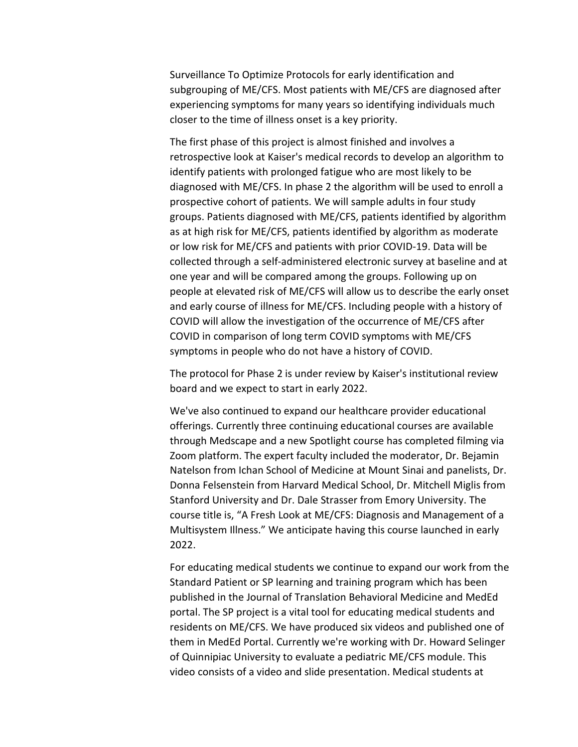Surveillance To Optimize Protocols for early identification and subgrouping of ME/CFS. Most patients with ME/CFS are diagnosed after experiencing symptoms for many years so identifying individuals much closer to the time of illness onset is a key priority.

The first phase of this project is almost finished and involves a retrospective look at Kaiser's medical records to develop an algorithm to identify patients with prolonged fatigue who are most likely to be diagnosed with ME/CFS. In phase 2 the algorithm will be used to enroll a prospective cohort of patients. We will sample adults in four study groups. Patients diagnosed with ME/CFS, patients identified by algorithm as at high risk for ME/CFS, patients identified by algorithm as moderate or low risk for ME/CFS and patients with prior COVID-19. Data will be collected through a self-administered electronic survey at baseline and at one year and will be compared among the groups. Following up on people at elevated risk of ME/CFS will allow us to describe the early onset and early course of illness for ME/CFS. Including people with a history of COVID will allow the investigation of the occurrence of ME/CFS after COVID in comparison of long term COVID symptoms with ME/CFS symptoms in people who do not have a history of COVID.

The protocol for Phase 2 is under review by Kaiser's institutional review board and we expect to start in early 2022.

We've also continued to expand our healthcare provider educational offerings. Currently three continuing educational courses are available through Medscape and a new Spotlight course has completed filming via Zoom platform. The expert faculty included the moderator, Dr. Bejamin Natelson from Ichan School of Medicine at Mount Sinai and panelists, Dr. Donna Felsenstein from Harvard Medical School, Dr. Mitchell Miglis from Stanford University and Dr. Dale Strasser from Emory University. The course title is, "A Fresh Look at ME/CFS: Diagnosis and Management of a Multisystem Illness." We anticipate having this course launched in early 2022.

For educating medical students we continue to expand our work from the Standard Patient or SP learning and training program which has been published in the Journal of Translation Behavioral Medicine and MedEd portal. The SP project is a vital tool for educating medical students and residents on ME/CFS. We have produced six videos and published one of them in MedEd Portal. Currently we're working with Dr. Howard Selinger of Quinnipiac University to evaluate a pediatric ME/CFS module. This video consists of a video and slide presentation. Medical students at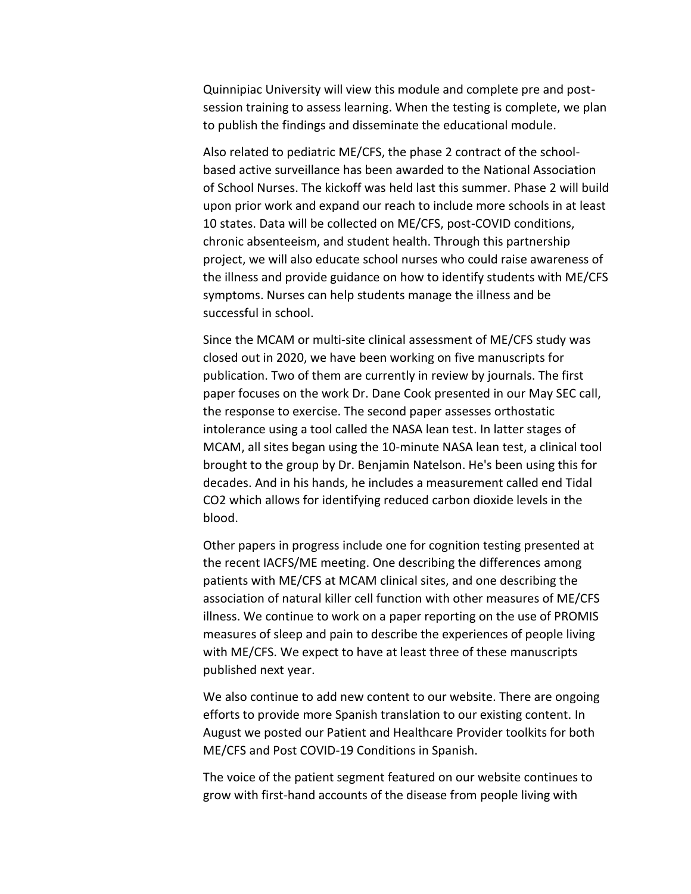Quinnipiac University will view this module and complete pre and post-session training to assess learning. When the testing is complete, we plan to publish the findings and disseminate the educational module.

Also related to pediatric ME/CFS, the phase 2 contract of the school-based active surveillance has been awarded to the National Association of School Nurses. The kickoff was held last this summer. Phase 2 will build upon prior work and expand our reach to include more schools in at least 10 states. Data will be collected on ME/CFS, post-COVID conditions, chronic absenteeism, and student health. Through this partnership project, we will also educate school nurses who could raise awareness of the illness and provide guidance on how to identify students with ME/CFS symptoms. Nurses can help students manage the illness and be successful in school.

Since the MCAM or multi-site clinical assessment of ME/CFS study was closed out in 2020, we have been working on five manuscripts for publication. Two of them are currently in review by journals. The first paper focuses on the work Dr. Dane Cook presented in our May SEC call, the response to exercise. The second paper assesses orthostatic intolerance using a tool called the NASA lean test. In latter stages of MCAM, all sites began using the 10-minute NASA lean test, a clinical tool brought to the group by Dr. Benjamin Natelson. He's been using this for decades. And in his hands, he includes a measurement called end Tidal CO2 which allows for identifying reduced carbon dioxide levels in the blood.

Other papers in progress include one for cognition testing presented at the recent IACFS/ME meeting. One describing the differences among patients with ME/CFS at MCAM clinical sites, and one describing the association of natural killer cell function with other measures of ME/CFS illness. We continue to work on a paper reporting on the use of PROMIS measures of sleep and pain to describe the experiences of people living with ME/CFS. We expect to have at least three of these manuscripts published next year.

We also continue to add new content to our website. There are ongoing efforts to provide more Spanish translation to our existing content. In August we posted our Patient and Healthcare Provider toolkits for both ME/CFS and Post COVID-19 Conditions in Spanish.

The voice of the patient segment featured on our website continues to grow with first-hand accounts of the disease from people living with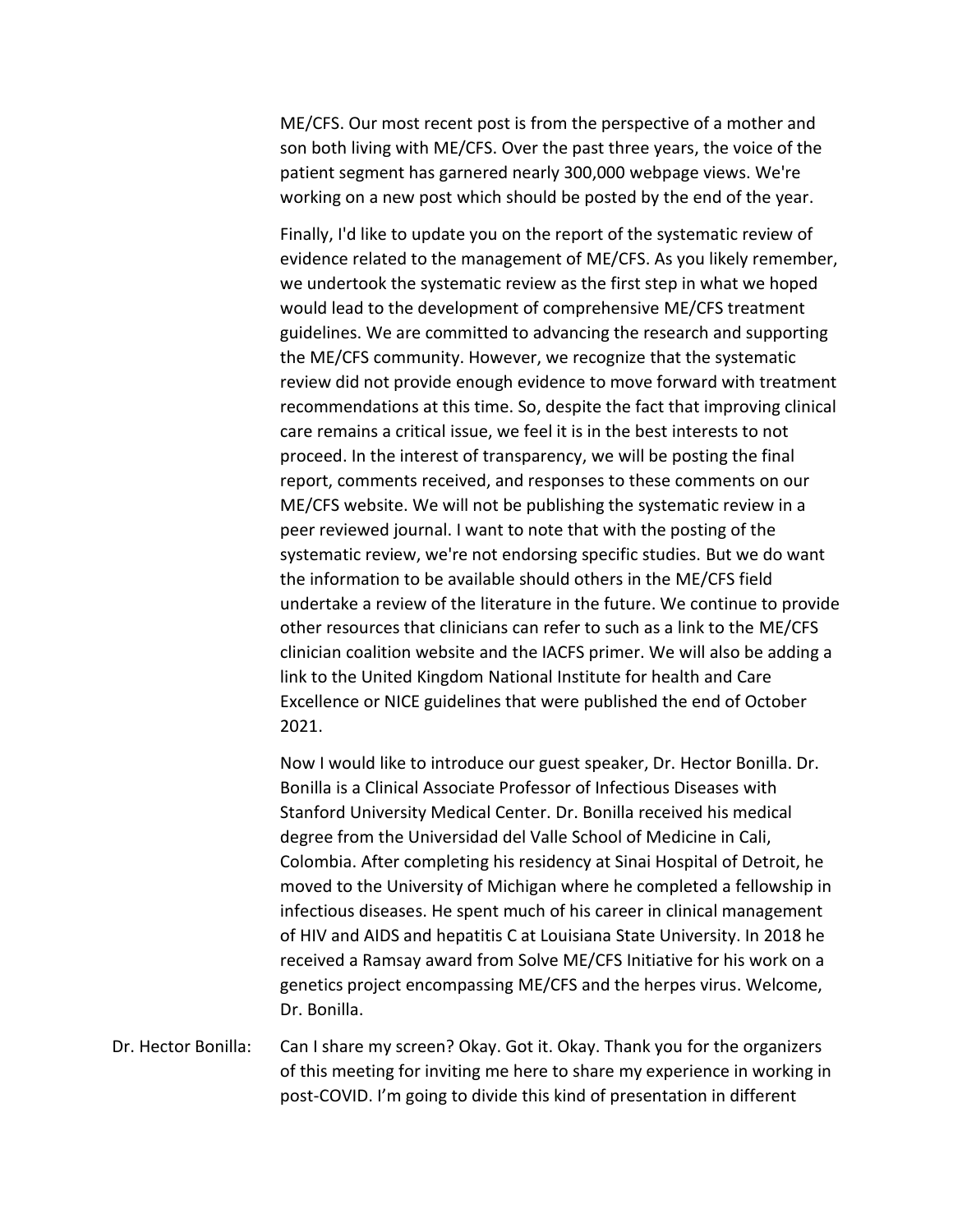ME/CFS. Our most recent post is from the perspective of a mother and son both living with ME/CFS. Over the past three years, the voice of the patient segment has garnered nearly 300,000 webpage views. We're working on a new post which should be posted by the end of the year.

Finally, I'd like to update you on the report of the systematic review of evidence related to the management of ME/CFS. As you likely remember, we undertook the systematic review as the first step in what we hoped would lead to the development of comprehensive ME/CFS treatment guidelines. We are committed to advancing the research and supporting the ME/CFS community. However, we recognize that the systematic review did not provide enough evidence to move forward with treatment recommendations at this time. So, despite the fact that improving clinical care remains a critical issue, we feel it is in the best interests to not proceed. In the interest of transparency, we will be posting the final report, comments received, and responses to these comments on our ME/CFS website. We will not be publishing the systematic review in a peer reviewed journal. I want to note that with the posting of the systematic review, we're not endorsing specific studies. But we do want the information to be available should others in the ME/CFS field undertake a review of the literature in the future. We continue to provide other resources that clinicians can refer to such as a link to the ME/CFS clinician coalition website and the IACFS primer. We will also be adding a link to the United Kingdom National Institute for health and Care Excellence or NICE guidelines that were published the end of October 2021.

Now I would like to introduce our guest speaker, Dr. Hector Bonilla. Dr. Bonilla is a Clinical Associate Professor of Infectious Diseases with Stanford University Medical Center. Dr. Bonilla received his medical degree from the Universidad del Valle School of Medicine in Cali, Colombia. After completing his residency at Sinai Hospital of Detroit, he moved to the University of Michigan where he completed a fellowship in infectious diseases. He spent much of his career in clinical management of HIV and AIDS and hepatitis C at Louisiana State University. In 2018 he received a Ramsay award from Solve ME/CFS Initiative for his work on a genetics project encompassing ME/CFS and the herpes virus. Welcome, Dr. Bonilla.

Dr. Hector Bonilla: Can I share my screen? Okay. Got it. Okay. Thank you for the organizers of this meeting for inviting me here to share my experience in working in post-COVID. I'm going to divide this kind of presentation in different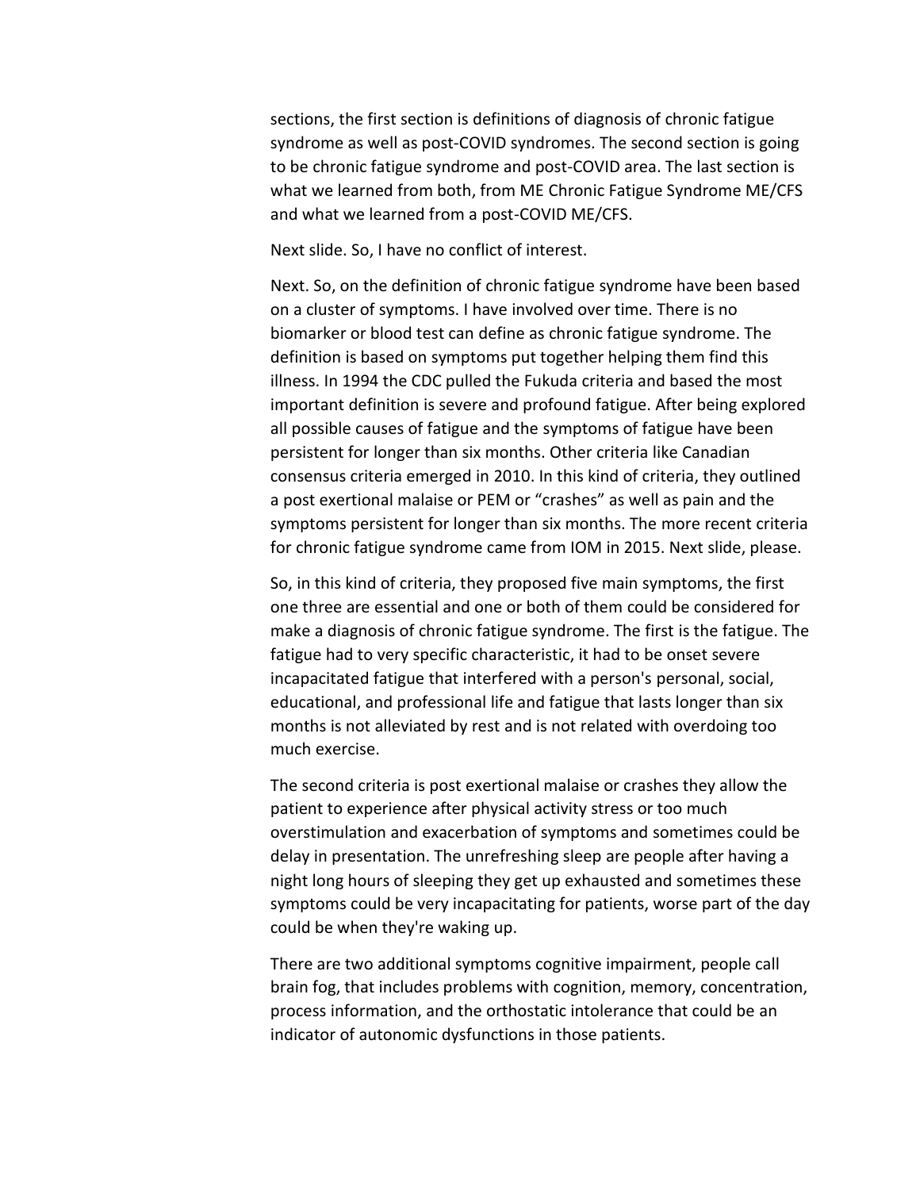sections, the first section is definitions of diagnosis of chronic fatigue syndrome as well as post-COVID syndromes. The second section is going to be chronic fatigue syndrome and post-COVID area. The last section is what we learned from both, from ME Chronic Fatigue Syndrome ME/CFS and what we learned from a post-COVID ME/CFS.

Next slide. So, I have no conflict of interest.

Next. So, on the definition of chronic fatigue syndrome have been based on a cluster of symptoms. I have involved over time. There is no biomarker or blood test can define as chronic fatigue syndrome. The definition is based on symptoms put together helping them find this illness. In 1994 the CDC pulled the Fukuda criteria and based the most important definition is severe and profound fatigue. After being explored all possible causes of fatigue and the symptoms of fatigue have been persistent for longer than six months. Other criteria like Canadian consensus criteria emerged in 2010. In this kind of criteria, they outlined a post exertional malaise or PEM or "crashes" as well as pain and the symptoms persistent for longer than six months. The more recent criteria for chronic fatigue syndrome came from IOM in 2015. Next slide, please.

So, in this kind of criteria, they proposed five main symptoms, the first one three are essential and one or both of them could be considered for make a diagnosis of chronic fatigue syndrome. The first is the fatigue. The fatigue had to very specific characteristic, it had to be onset severe incapacitated fatigue that interfered with a person's personal, social, educational, and professional life and fatigue that lasts longer than six months is not alleviated by rest and is not related with overdoing too much exercise.

The second criteria is post exertional malaise or crashes they allow the patient to experience after physical activity stress or too much overstimulation and exacerbation of symptoms and sometimes could be delay in presentation. The unrefreshing sleep are people after having a night long hours of sleeping they get up exhausted and sometimes these symptoms could be very incapacitating for patients, worse part of the day could be when they're waking up.

There are two additional symptoms cognitive impairment, people call brain fog, that includes problems with cognition, memory, concentration, process information, and the orthostatic intolerance that could be an indicator of autonomic dysfunctions in those patients.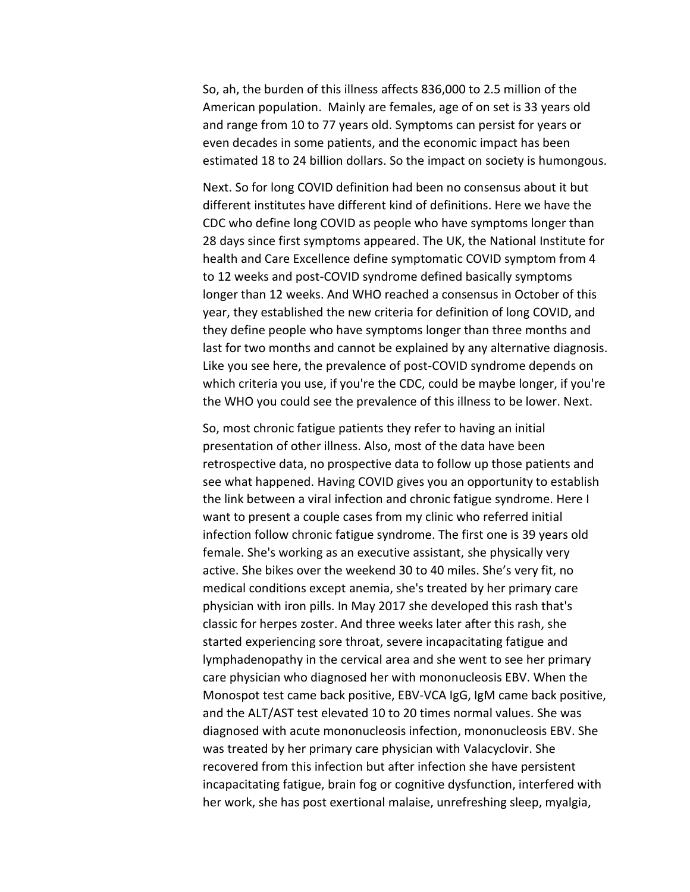So, ah, the burden of this illness affects 836,000 to 2.5 million of the American population.  Mainly are females, age of on set is 33 years old and range from 10 to 77 years old. Symptoms can persist for years or even decades in some patients, and the economic impact has been estimated 18 to 24 billion dollars. So the impact on society is humongous.

Next. So for long COVID definition had been no consensus about it but different institutes have different kind of definitions. Here we have the CDC who define long COVID as people who have symptoms longer than 28 days since first symptoms appeared. The UK, the National Institute for health and Care Excellence define symptomatic COVID symptom from 4 to 12 weeks and post-COVID syndrome defined basically symptoms longer than 12 weeks. And WHO reached a consensus in October of this year, they established the new criteria for definition of long COVID, and they define people who have symptoms longer than three months and last for two months and cannot be explained by any alternative diagnosis. Like you see here, the prevalence of post-COVID syndrome depends on which criteria you use, if you're the CDC, could be maybe longer, if you're the WHO you could see the prevalence of this illness to be lower. Next.

So, most chronic fatigue patients they refer to having an initial presentation of other illness. Also, most of the data have been retrospective data, no prospective data to follow up those patients and see what happened. Having COVID gives you an opportunity to establish the link between a viral infection and chronic fatigue syndrome. Here I want to present a couple cases from my clinic who referred initial infection follow chronic fatigue syndrome. The first one is 39 years old female. She's working as an executive assistant, she physically very active. She bikes over the weekend 30 to 40 miles. She's very fit, no medical conditions except anemia, she's treated by her primary care physician with iron pills. In May 2017 she developed this rash that's classic for herpes zoster. And three weeks later after this rash, she started experiencing sore throat, severe incapacitating fatigue and lymphadenopathy in the cervical area and she went to see her primary care physician who diagnosed her with mononucleosis EBV. When the Monospot test came back positive, EBV-VCA IgG, IgM came back positive, and the ALT/AST test elevated 10 to 20 times normal values. She was diagnosed with acute mononucleosis infection, mononucleosis EBV. She was treated by her primary care physician with Valacyclovir. She recovered from this infection but after infection she have persistent incapacitating fatigue, brain fog or cognitive dysfunction, interfered with her work, she has post exertional malaise, unrefreshing sleep, myalgia,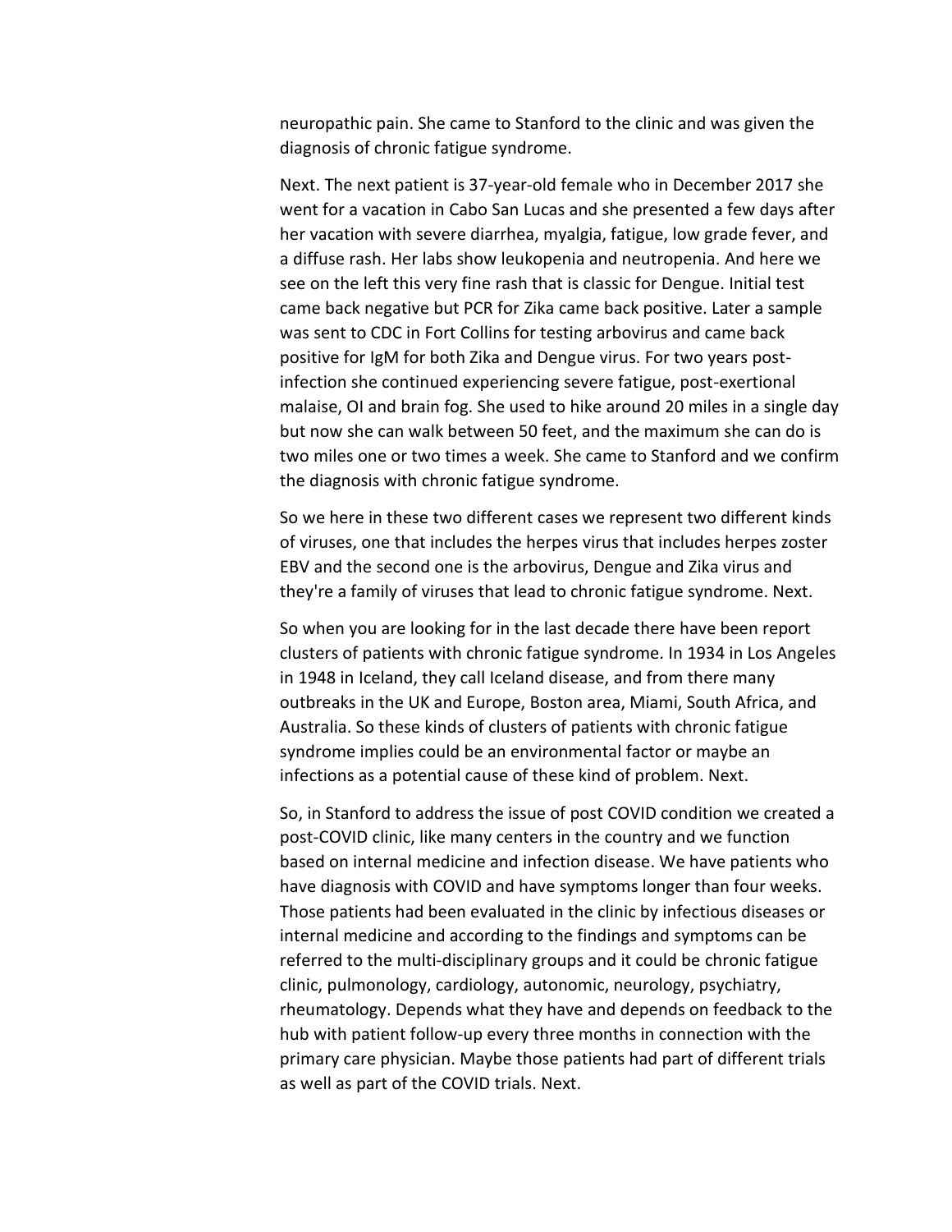neuropathic pain. She came to Stanford to the clinic and was given the diagnosis of chronic fatigue syndrome.

Next. The next patient is 37-year-old female who in December 2017 she went for a vacation in Cabo San Lucas and she presented a few days after her vacation with severe diarrhea, myalgia, fatigue, low grade fever, and a diffuse rash. Her labs show leukopenia and neutropenia. And here we see on the left this very fine rash that is classic for Dengue. Initial test came back negative but PCR for Zika came back positive. Later a sample was sent to CDC in Fort Collins for testing arbovirus and came back positive for IgM for both Zika and Dengue virus. For two years post-infection she continued experiencing severe fatigue, post-exertional malaise, OI and brain fog. She used to hike around 20 miles in a single day but now she can walk between 50 feet, and the maximum she can do is two miles one or two times a week. She came to Stanford and we confirm the diagnosis with chronic fatigue syndrome.

So we here in these two different cases we represent two different kinds of viruses, one that includes the herpes virus that includes herpes zoster EBV and the second one is the arbovirus, Dengue and Zika virus and they're a family of viruses that lead to chronic fatigue syndrome. Next.

So when you are looking for in the last decade there have been report clusters of patients with chronic fatigue syndrome. In 1934 in Los Angeles in 1948 in Iceland, they call Iceland disease, and from there many outbreaks in the UK and Europe, Boston area, Miami, South Africa, and Australia. So these kinds of clusters of patients with chronic fatigue syndrome implies could be an environmental factor or maybe an infections as a potential cause of these kind of problem. Next.

So, in Stanford to address the issue of post COVID condition we created a post-COVID clinic, like many centers in the country and we function based on internal medicine and infection disease. We have patients who have diagnosis with COVID and have symptoms longer than four weeks. Those patients had been evaluated in the clinic by infectious diseases or internal medicine and according to the findings and symptoms can be referred to the multi-disciplinary groups and it could be chronic fatigue clinic, pulmonology, cardiology, autonomic, neurology, psychiatry, rheumatology. Depends what they have and depends on feedback to the hub with patient follow-up every three months in connection with the primary care physician. Maybe those patients had part of different trials as well as part of the COVID trials. Next.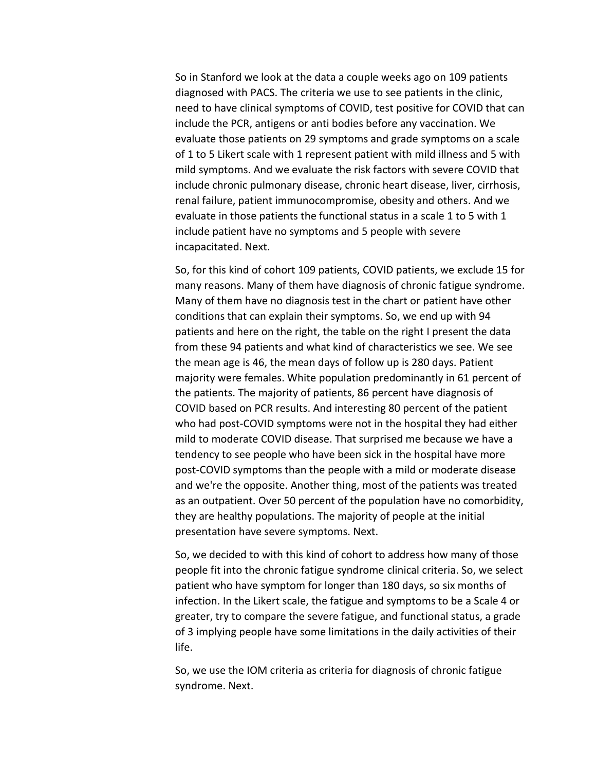So in Stanford we look at the data a couple weeks ago on 109 patients diagnosed with PACS. The criteria we use to see patients in the clinic, need to have clinical symptoms of COVID, test positive for COVID that can include the PCR, antigens or anti bodies before any vaccination. We evaluate those patients on 29 symptoms and grade symptoms on a scale of 1 to 5 Likert scale with 1 represent patient with mild illness and 5 with mild symptoms. And we evaluate the risk factors with severe COVID that include chronic pulmonary disease, chronic heart disease, liver, cirrhosis, renal failure, patient immunocompromise, obesity and others. And we evaluate in those patients the functional status in a scale 1 to 5 with 1 include patient have no symptoms and 5 people with severe incapacitated. Next.

So, for this kind of cohort 109 patients, COVID patients, we exclude 15 for many reasons. Many of them have diagnosis of chronic fatigue syndrome. Many of them have no diagnosis test in the chart or patient have other conditions that can explain their symptoms. So, we end up with 94 patients and here on the right, the table on the right I present the data from these 94 patients and what kind of characteristics we see. We see the mean age is 46, the mean days of follow up is 280 days. Patient majority were females. White population predominantly in 61 percent of the patients. The majority of patients, 86 percent have diagnosis of COVID based on PCR results. And interesting 80 percent of the patient who had post-COVID symptoms were not in the hospital they had either mild to moderate COVID disease. That surprised me because we have a tendency to see people who have been sick in the hospital have more post-COVID symptoms than the people with a mild or moderate disease and we're the opposite. Another thing, most of the patients was treated as an outpatient. Over 50 percent of the population have no comorbidity, they are healthy populations. The majority of people at the initial presentation have severe symptoms. Next.

So, we decided to with this kind of cohort to address how many of those people fit into the chronic fatigue syndrome clinical criteria. So, we select patient who have symptom for longer than 180 days, so six months of infection. In the Likert scale, the fatigue and symptoms to be a Scale 4 or greater, try to compare the severe fatigue, and functional status, a grade of 3 implying people have some limitations in the daily activities of their life.

So, we use the IOM criteria as criteria for diagnosis of chronic fatigue syndrome. Next.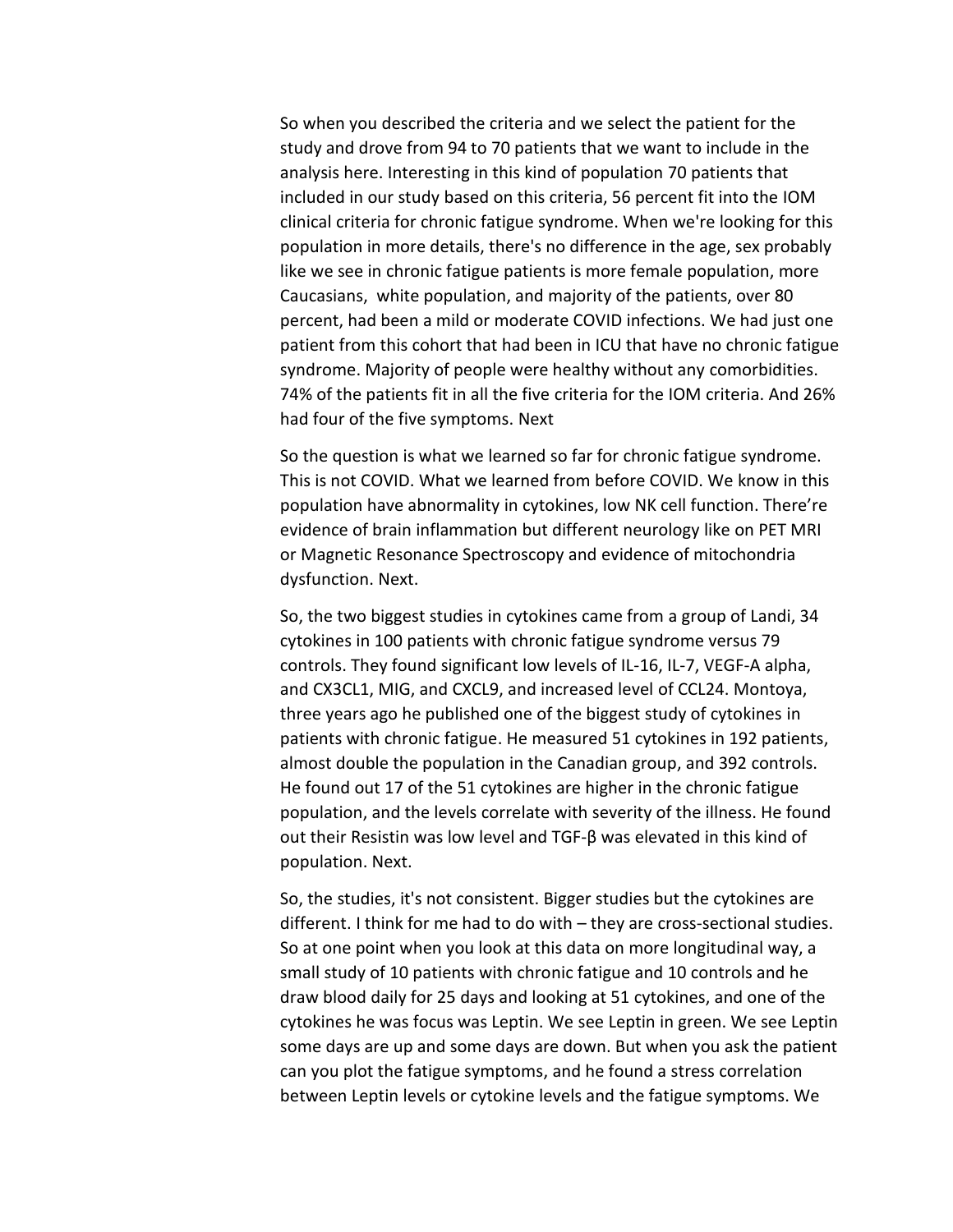So when you described the criteria and we select the patient for the study and drove from 94 to 70 patients that we want to include in the analysis here. Interesting in this kind of population 70 patients that included in our study based on this criteria, 56 percent fit into the IOM clinical criteria for chronic fatigue syndrome. When we're looking for this population in more details, there's no difference in the age, sex probably like we see in chronic fatigue patients is more female population, more Caucasians, white population, and majority of the patients, over 80 percent, had been a mild or moderate COVID infections. We had just one patient from this cohort that had been in ICU that have no chronic fatigue syndrome. Majority of people were healthy without any comorbidities. 74% of the patients fit in all the five criteria for the IOM criteria. And 26% had four of the five symptoms. Next

So the question is what we learned so far for chronic fatigue syndrome. This is not COVID. What we learned from before COVID. We know in this population have abnormality in cytokines, low NK cell function. There're evidence of brain inflammation but different neurology like on PET MRI or Magnetic Resonance Spectroscopy and evidence of mitochondria dysfunction. Next.

So, the two biggest studies in cytokines came from a group of Landi, 34 cytokines in 100 patients with chronic fatigue syndrome versus 79 controls. They found significant low levels of IL-16, IL-7, VEGF-A alpha, and CX3CL1, MIG, and CXCL9, and increased level of CCL24. Montoya, three years ago he published one of the biggest study of cytokines in patients with chronic fatigue. He measured 51 cytokines in 192 patients, almost double the population in the Canadian group, and 392 controls. He found out 17 of the 51 cytokines are higher in the chronic fatigue population, and the levels correlate with severity of the illness. He found out their Resistin was low level and TGF-β was elevated in this kind of population. Next.

So, the studies, it's not consistent. Bigger studies but the cytokines are different. I think for me had to do with – they are cross-sectional studies. So at one point when you look at this data on more longitudinal way, a small study of 10 patients with chronic fatigue and 10 controls and he draw blood daily for 25 days and looking at 51 cytokines, and one of the cytokines he was focus was Leptin. We see Leptin in green. We see Leptin some days are up and some days are down. But when you ask the patient can you plot the fatigue symptoms, and he found a stress correlation between Leptin levels or cytokine levels and the fatigue symptoms. We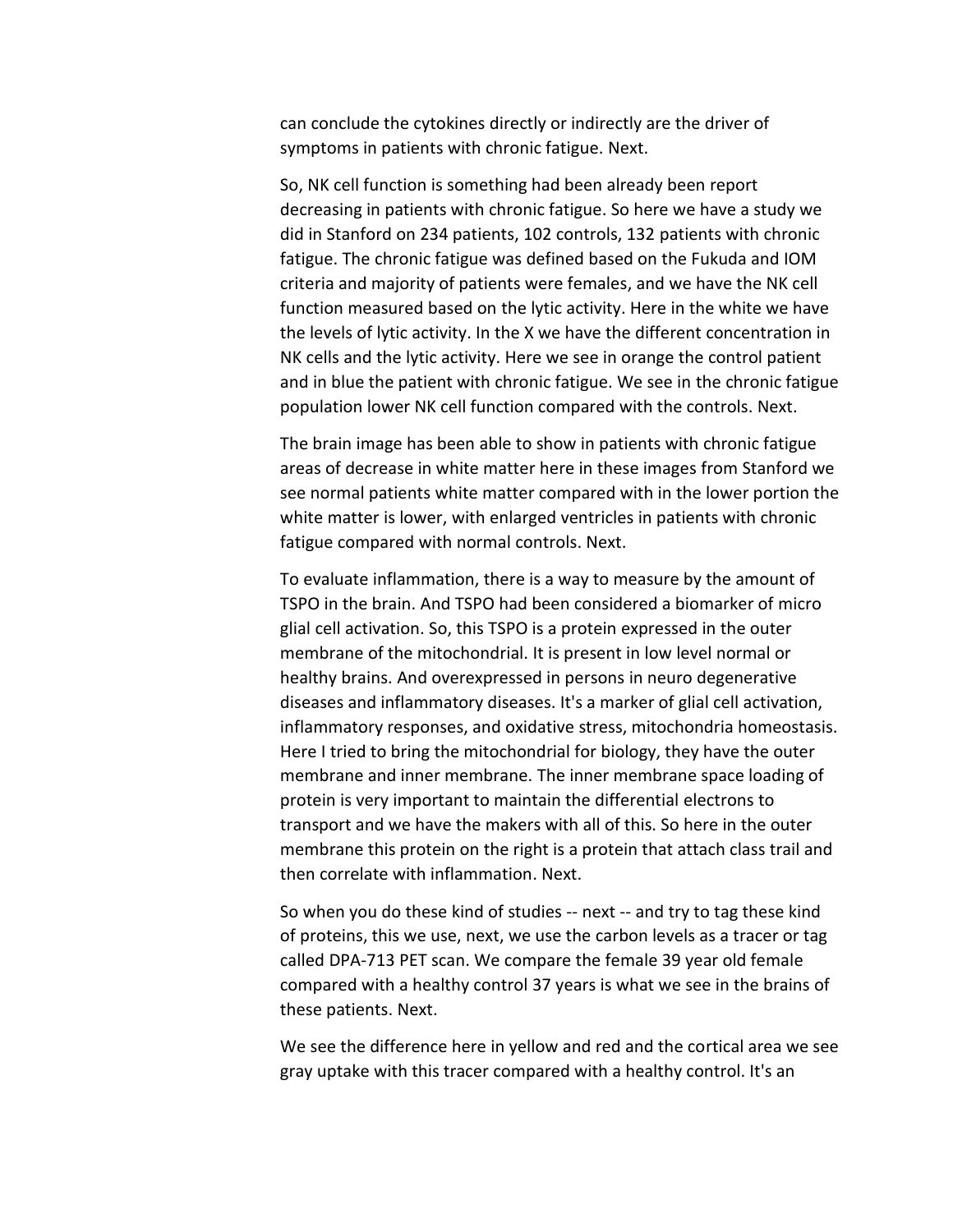can conclude the cytokines directly or indirectly are the driver of symptoms in patients with chronic fatigue. Next.

So, NK cell function is something had been already been report decreasing in patients with chronic fatigue. So here we have a study we did in Stanford on 234 patients, 102 controls, 132 patients with chronic fatigue. The chronic fatigue was defined based on the Fukuda and IOM criteria and majority of patients were females, and we have the NK cell function measured based on the lytic activity. Here in the white we have the levels of lytic activity. In the X we have the different concentration in NK cells and the lytic activity. Here we see in orange the control patient and in blue the patient with chronic fatigue. We see in the chronic fatigue population lower NK cell function compared with the controls. Next.

The brain image has been able to show in patients with chronic fatigue areas of decrease in white matter here in these images from Stanford we see normal patients white matter compared with in the lower portion the white matter is lower, with enlarged ventricles in patients with chronic fatigue compared with normal controls. Next.

To evaluate inflammation, there is a way to measure by the amount of TSPO in the brain. And TSPO had been considered a biomarker of micro glial cell activation. So, this TSPO is a protein expressed in the outer membrane of the mitochondrial. It is present in low level normal or healthy brains. And overexpressed in persons in neuro degenerative diseases and inflammatory diseases. It's a marker of glial cell activation, inflammatory responses, and oxidative stress, mitochondria homeostasis. Here I tried to bring the mitochondrial for biology, they have the outer membrane and inner membrane. The inner membrane space loading of protein is very important to maintain the differential electrons to transport and we have the makers with all of this. So here in the outer membrane this protein on the right is a protein that attach class trail and then correlate with inflammation. Next.

So when you do these kind of studies -- next -- and try to tag these kind of proteins, this we use, next, we use the carbon levels as a tracer or tag called DPA-713 PET scan. We compare the female 39 year old female compared with a healthy control 37 years is what we see in the brains of these patients. Next.

We see the difference here in yellow and red and the cortical area we see gray uptake with this tracer compared with a healthy control. It's an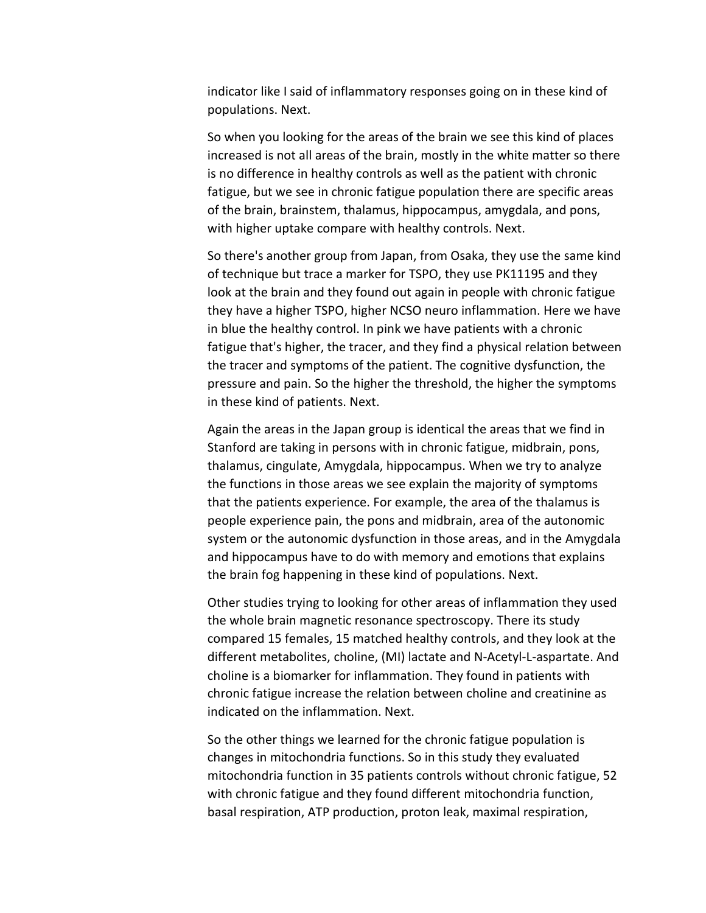indicator like I said of inflammatory responses going on in these kind of populations. Next.

So when you looking for the areas of the brain we see this kind of places increased is not all areas of the brain, mostly in the white matter so there is no difference in healthy controls as well as the patient with chronic fatigue, but we see in chronic fatigue population there are specific areas of the brain, brainstem, thalamus, hippocampus, amygdala, and pons, with higher uptake compare with healthy controls. Next.

So there's another group from Japan, from Osaka, they use the same kind of technique but trace a marker for TSPO, they use PK11195 and they look at the brain and they found out again in people with chronic fatigue they have a higher TSPO, higher NCSO neuro inflammation. Here we have in blue the healthy control. In pink we have patients with a chronic fatigue that's higher, the tracer, and they find a physical relation between the tracer and symptoms of the patient. The cognitive dysfunction, the pressure and pain. So the higher the threshold, the higher the symptoms in these kind of patients. Next.

Again the areas in the Japan group is identical the areas that we find in Stanford are taking in persons with in chronic fatigue, midbrain, pons, thalamus, cingulate, Amygdala, hippocampus. When we try to analyze the functions in those areas we see explain the majority of symptoms that the patients experience. For example, the area of the thalamus is people experience pain, the pons and midbrain, area of the autonomic system or the autonomic dysfunction in those areas, and in the Amygdala and hippocampus have to do with memory and emotions that explains the brain fog happening in these kind of populations. Next.

Other studies trying to looking for other areas of inflammation they used the whole brain magnetic resonance spectroscopy. There its study compared 15 females, 15 matched healthy controls, and they look at the different metabolites, choline, (MI) lactate and N-Acetyl-L-aspartate. And choline is a biomarker for inflammation. They found in patients with chronic fatigue increase the relation between choline and creatinine as indicated on the inflammation. Next.

So the other things we learned for the chronic fatigue population is changes in mitochondria functions. So in this study they evaluated mitochondria function in 35 patients controls without chronic fatigue, 52 with chronic fatigue and they found different mitochondria function, basal respiration, ATP production, proton leak, maximal respiration,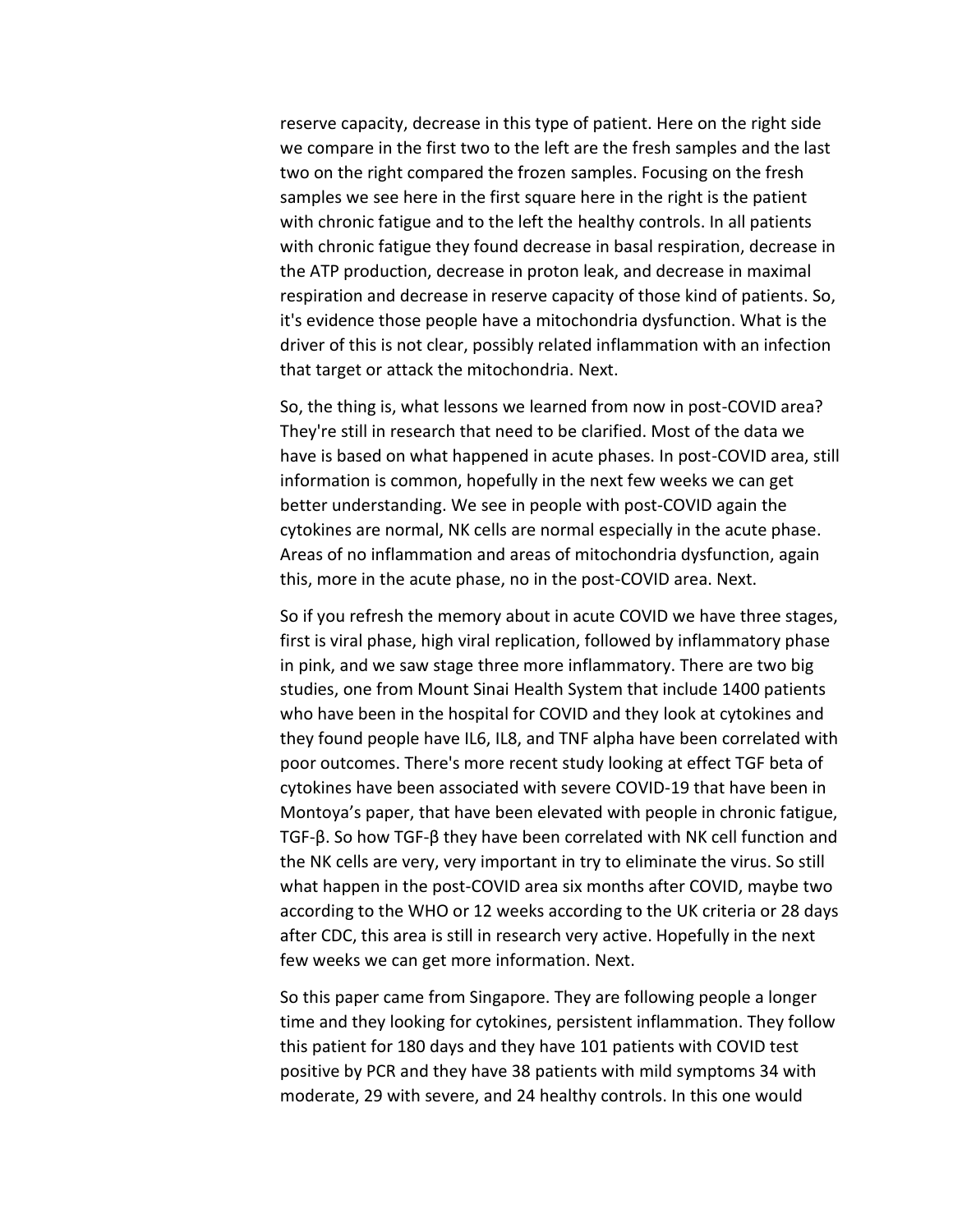reserve capacity, decrease in this type of patient. Here on the right side we compare in the first two to the left are the fresh samples and the last two on the right compared the frozen samples. Focusing on the fresh samples we see here in the first square here in the right is the patient with chronic fatigue and to the left the healthy controls. In all patients with chronic fatigue they found decrease in basal respiration, decrease in the ATP production, decrease in proton leak, and decrease in maximal respiration and decrease in reserve capacity of those kind of patients. So, it's evidence those people have a mitochondria dysfunction. What is the driver of this is not clear, possibly related inflammation with an infection that target or attack the mitochondria. Next.

So, the thing is, what lessons we learned from now in post-COVID area? They're still in research that need to be clarified. Most of the data we have is based on what happened in acute phases. In post-COVID area, still information is common, hopefully in the next few weeks we can get better understanding. We see in people with post-COVID again the cytokines are normal, NK cells are normal especially in the acute phase. Areas of no inflammation and areas of mitochondria dysfunction, again this, more in the acute phase, no in the post-COVID area. Next.

So if you refresh the memory about in acute COVID we have three stages, first is viral phase, high viral replication, followed by inflammatory phase in pink, and we saw stage three more inflammatory. There are two big studies, one from Mount Sinai Health System that include 1400 patients who have been in the hospital for COVID and they look at cytokines and they found people have IL6, IL8, and TNF alpha have been correlated with poor outcomes. There's more recent study looking at effect TGF beta of cytokines have been associated with severe COVID-19 that have been in Montoya's paper, that have been elevated with people in chronic fatigue, TGF-β. So how TGF-β they have been correlated with NK cell function and the NK cells are very, very important in try to eliminate the virus. So still what happen in the post-COVID area six months after COVID, maybe two according to the WHO or 12 weeks according to the UK criteria or 28 days after CDC, this area is still in research very active. Hopefully in the next few weeks we can get more information. Next.

So this paper came from Singapore. They are following people a longer time and they looking for cytokines, persistent inflammation. They follow this patient for 180 days and they have 101 patients with COVID test positive by PCR and they have 38 patients with mild symptoms 34 with moderate, 29 with severe, and 24 healthy controls. In this one would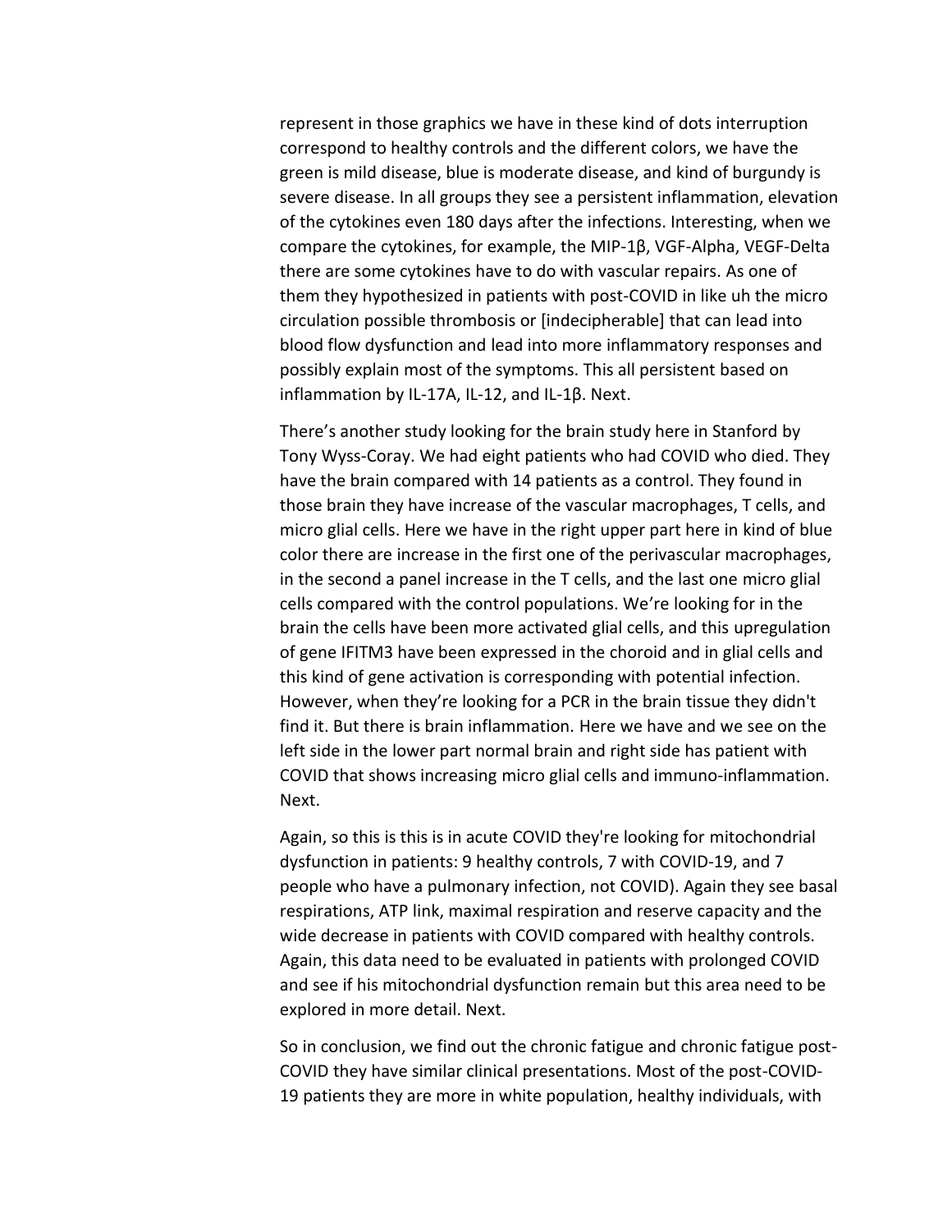represent in those graphics we have in these kind of dots interruption correspond to healthy controls and the different colors, we have the green is mild disease, blue is moderate disease, and kind of burgundy is severe disease. In all groups they see a persistent inflammation, elevation of the cytokines even 180 days after the infections. Interesting, when we compare the cytokines, for example, the MIP-1β, VGF-Alpha, VEGF-Delta there are some cytokines have to do with vascular repairs. As one of them they hypothesized in patients with post-COVID in like uh the micro circulation possible thrombosis or [indecipherable] that can lead into blood flow dysfunction and lead into more inflammatory responses and possibly explain most of the symptoms. This all persistent based on inflammation by IL-17A, IL-12, and IL-1β. Next.

There's another study looking for the brain study here in Stanford by Tony Wyss-Coray. We had eight patients who had COVID who died. They have the brain compared with 14 patients as a control. They found in those brain they have increase of the vascular macrophages, T cells, and micro glial cells. Here we have in the right upper part here in kind of blue color there are increase in the first one of the perivascular macrophages, in the second a panel increase in the T cells, and the last one micro glial cells compared with the control populations. We're looking for in the brain the cells have been more activated glial cells, and this upregulation of gene IFITM3 have been expressed in the choroid and in glial cells and this kind of gene activation is corresponding with potential infection. However, when they're looking for a PCR in the brain tissue they didn't find it. But there is brain inflammation. Here we have and we see on the left side in the lower part normal brain and right side has patient with COVID that shows increasing micro glial cells and immuno-inflammation. Next.

Again, so this is this is in acute COVID they're looking for mitochondrial dysfunction in patients: 9 healthy controls, 7 with COVID-19, and 7 people who have a pulmonary infection, not COVID). Again they see basal respirations, ATP link, maximal respiration and reserve capacity and the wide decrease in patients with COVID compared with healthy controls. Again, this data need to be evaluated in patients with prolonged COVID and see if his mitochondrial dysfunction remain but this area need to be explored in more detail. Next.

So in conclusion, we find out the chronic fatigue and chronic fatigue post-COVID they have similar clinical presentations. Most of the post-COVID-19 patients they are more in white population, healthy individuals, with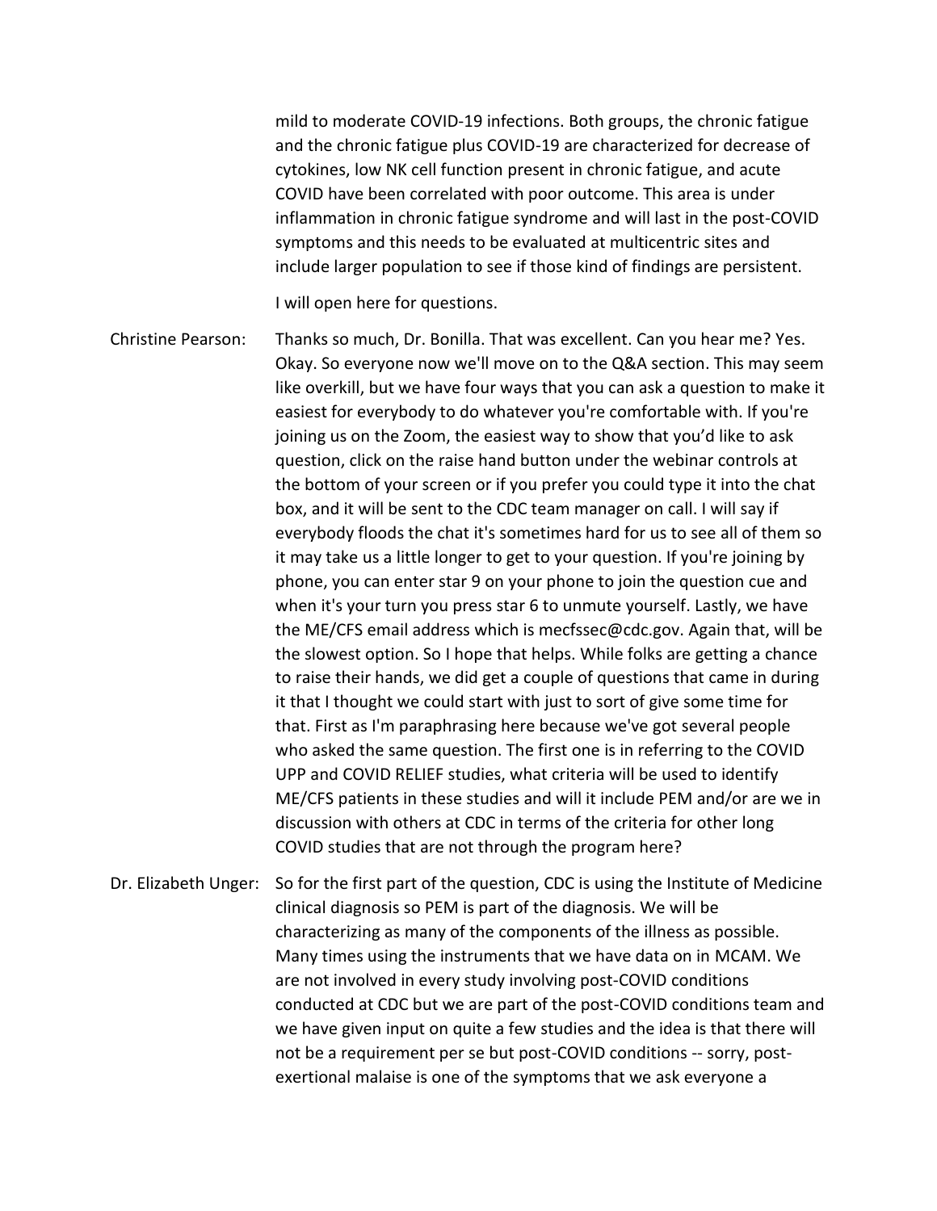mild to moderate COVID-19 infections. Both groups, the chronic fatigue and the chronic fatigue plus COVID-19 are characterized for decrease of cytokines, low NK cell function present in chronic fatigue, and acute COVID have been correlated with poor outcome. This area is under inflammation in chronic fatigue syndrome and will last in the post-COVID symptoms and this needs to be evaluated at multicentric sites and include larger population to see if those kind of findings are persistent.

I will open here for questions.

**Christine Pearson:** Thanks so much, Dr. Bonilla. That was excellent. Can you hear me? Yes. Okay. So everyone now we'll move on to the Q&A section. This may seem like overkill, but we have four ways that you can ask a question to make it easiest for everybody to do whatever you're comfortable with. If you're joining us on the Zoom, the easiest way to show that you'd like to ask question, click on the raise hand button under the webinar controls at the bottom of your screen or if you prefer you could type it into the chat box, and it will be sent to the CDC team manager on call. I will say if everybody floods the chat it's sometimes hard for us to see all of them so it may take us a little longer to get to your question. If you're joining by phone, you can enter star 9 on your phone to join the question cue and when it's your turn you press star 6 to unmute yourself. Lastly, we have the ME/CFS email address which is mecfssec@cdc.gov. Again that, will be the slowest option. So I hope that helps. While folks are getting a chance to raise their hands, we did get a couple of questions that came in during it that I thought we could start with just to sort of give some time for that. First as I'm paraphrasing here because we've got several people who asked the same question. The first one is in referring to the COVID UPP and COVID RELIEF studies, what criteria will be used to identify ME/CFS patients in these studies and will it include PEM and/or are we in discussion with others at CDC in terms of the criteria for other long COVID studies that are not through the program here?

**Dr. Elizabeth Unger:** So for the first part of the question, CDC is using the Institute of Medicine clinical diagnosis so PEM is part of the diagnosis. We will be characterizing as many of the components of the illness as possible. Many times using the instruments that we have data on in MCAM. We are not involved in every study involving post-COVID conditions conducted at CDC but we are part of the post-COVID conditions team and we have given input on quite a few studies and the idea is that there will not be a requirement per se but post-COVID conditions -- sorry, post-exertional malaise is one of the symptoms that we ask everyone a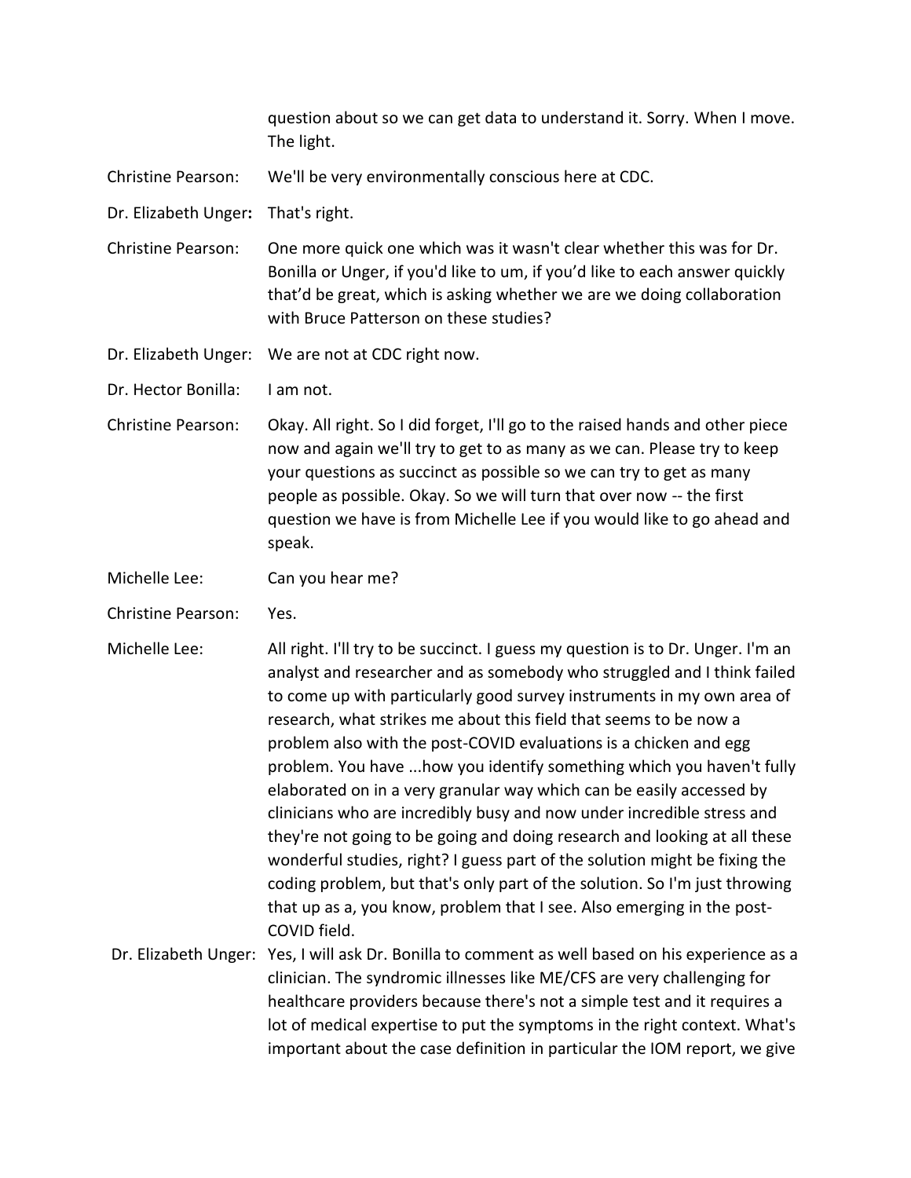question about so we can get data to understand it. Sorry. When I move. The light.

Christine Pearson: We'll be very environmentally conscious here at CDC.

**Dr. Elizabeth Unger:** That's right.

Christine Pearson: One more quick one which was it wasn't clear whether this was for Dr. Bonilla or Unger, if you'd like to um, if you'd like to each answer quickly that'd be great, which is asking whether we are we doing collaboration with Bruce Patterson on these studies?

Dr. Elizabeth Unger: We are not at CDC right now.

Dr. Hector Bonilla: I am not.

Christine Pearson: Okay. All right. So I did forget, I'll go to the raised hands and other piece now and again we'll try to get to as many as we can. Please try to keep your questions as succinct as possible so we can try to get as many people as possible. Okay. So we will turn that over now -- the first question we have is from Michelle Lee if you would like to go ahead and speak.

Michelle Lee: Can you hear me?

Christine Pearson: Yes.

Michelle Lee: All right. I'll try to be succinct. I guess my question is to Dr. Unger. I'm an analyst and researcher and as somebody who struggled and I think failed to come up with particularly good survey instruments in my own area of research, what strikes me about this field that seems to be now a problem also with the post-COVID evaluations is a chicken and egg problem. You have ...how you identify something which you haven't fully elaborated on in a very granular way which can be easily accessed by clinicians who are incredibly busy and now under incredible stress and they're not going to be going and doing research and looking at all these wonderful studies, right? I guess part of the solution might be fixing the coding problem, but that's only part of the solution. So I'm just throwing that up as a, you know, problem that I see. Also emerging in the post-COVID field.

Dr. Elizabeth Unger: Yes, I will ask Dr. Bonilla to comment as well based on his experience as a clinician. The syndromic illnesses like ME/CFS are very challenging for healthcare providers because there's not a simple test and it requires a lot of medical expertise to put the symptoms in the right context. What's important about the case definition in particular the IOM report, we give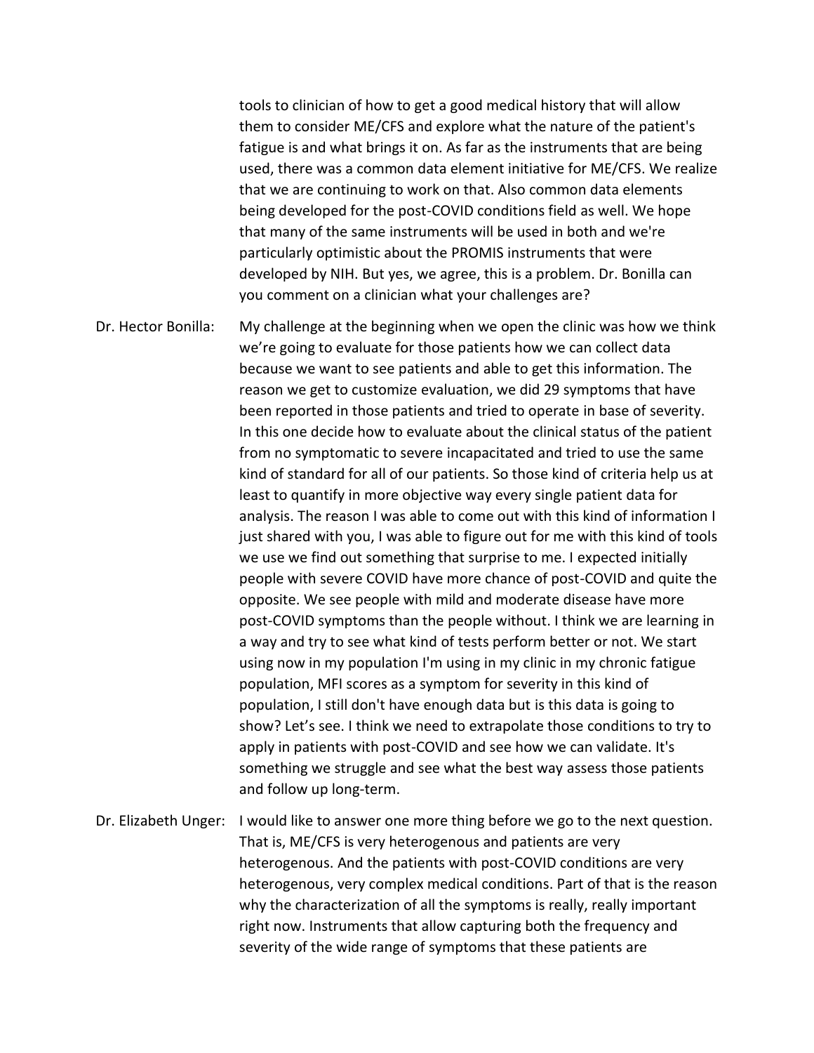tools to clinician of how to get a good medical history that will allow them to consider ME/CFS and explore what the nature of the patient's fatigue is and what brings it on. As far as the instruments that are being used, there was a common data element initiative for ME/CFS. We realize that we are continuing to work on that. Also common data elements being developed for the post-COVID conditions field as well. We hope that many of the same instruments will be used in both and we're particularly optimistic about the PROMIS instruments that were developed by NIH. But yes, we agree, this is a problem. Dr. Bonilla can you comment on a clinician what your challenges are?

Dr. Hector Bonilla: My challenge at the beginning when we open the clinic was how we think we're going to evaluate for those patients how we can collect data because we want to see patients and able to get this information. The reason we get to customize evaluation, we did 29 symptoms that have been reported in those patients and tried to operate in base of severity. In this one decide how to evaluate about the clinical status of the patient from no symptomatic to severe incapacitated and tried to use the same kind of standard for all of our patients. So those kind of criteria help us at least to quantify in more objective way every single patient data for analysis. The reason I was able to come out with this kind of information I just shared with you, I was able to figure out for me with this kind of tools we use we find out something that surprise to me. I expected initially people with severe COVID have more chance of post-COVID and quite the opposite. We see people with mild and moderate disease have more post-COVID symptoms than the people without. I think we are learning in a way and try to see what kind of tests perform better or not. We start using now in my population I'm using in my clinic in my chronic fatigue population, MFI scores as a symptom for severity in this kind of population, I still don't have enough data but is this data is going to show? Let's see. I think we need to extrapolate those conditions to try to apply in patients with post-COVID and see how we can validate. It's something we struggle and see what the best way assess those patients and follow up long-term.

Dr. Elizabeth Unger: I would like to answer one more thing before we go to the next question. That is, ME/CFS is very heterogenous and patients are very heterogenous. And the patients with post-COVID conditions are very heterogenous, very complex medical conditions. Part of that is the reason why the characterization of all the symptoms is really, really important right now. Instruments that allow capturing both the frequency and severity of the wide range of symptoms that these patients are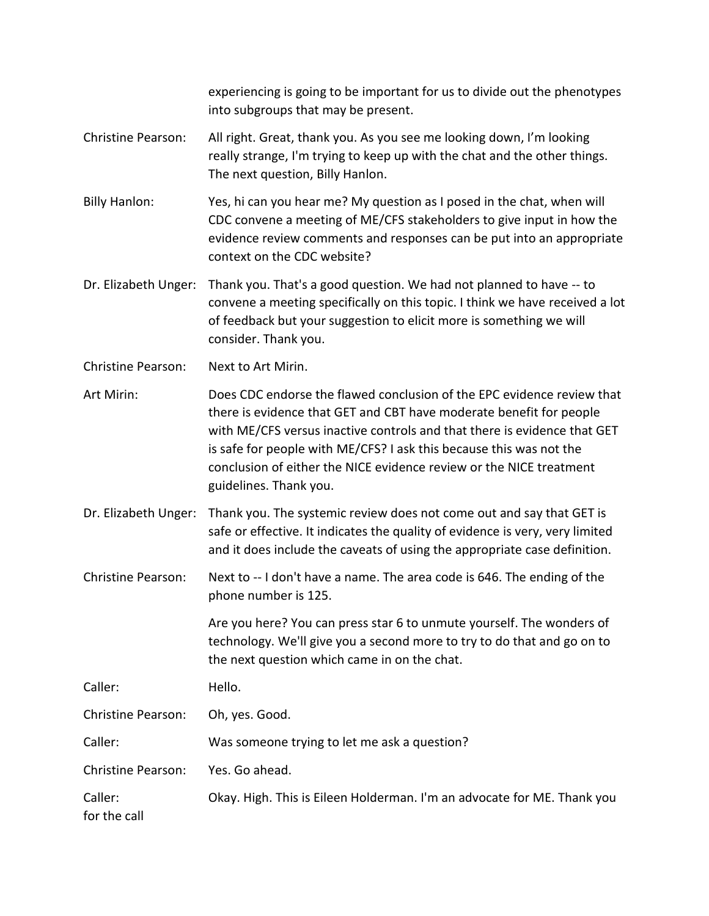experiencing is going to be important for us to divide out the phenotypes into subgroups that may be present.

**Christine Pearson:** All right. Great, thank you. As you see me looking down, I'm looking really strange, I'm trying to keep up with the chat and the other things. The next question, Billy Hanlon.

**Billy Hanlon:** Yes, hi can you hear me? My question as I posed in the chat, when will CDC convene a meeting of ME/CFS stakeholders to give input in how the evidence review comments and responses can be put into an appropriate context on the CDC website?

**Dr. Elizabeth Unger:** Thank you. That's a good question. We had not planned to have -- to convene a meeting specifically on this topic. I think we have received a lot of feedback but your suggestion to elicit more is something we will consider. Thank you.

**Christine Pearson:** Next to Art Mirin.

**Art Mirin:** Does CDC endorse the flawed conclusion of the EPC evidence review that there is evidence that GET and CBT have moderate benefit for people with ME/CFS versus inactive controls and that there is evidence that GET is safe for people with ME/CFS? I ask this because this was not the conclusion of either the NICE evidence review or the NICE treatment guidelines. Thank you.

**Dr. Elizabeth Unger:** Thank you. The systemic review does not come out and say that GET is safe or effective. It indicates the quality of evidence is very, very limited and it does include the caveats of using the appropriate case definition.

**Christine Pearson:** Next to -- I don't have a name. The area code is 646. The ending of the phone number is 125.

Are you here? You can press star 6 to unmute yourself. The wonders of technology. We'll give you a second more to try to do that and go on to the next question which came in on the chat.

**Caller:** Hello.

**Christine Pearson:** Oh, yes. Good.

**Caller:** Was someone trying to let me ask a question?

**Christine Pearson:** Yes. Go ahead.

**Caller:** Okay. High. This is Eileen Holderman. I'm an advocate for ME. Thank you for the call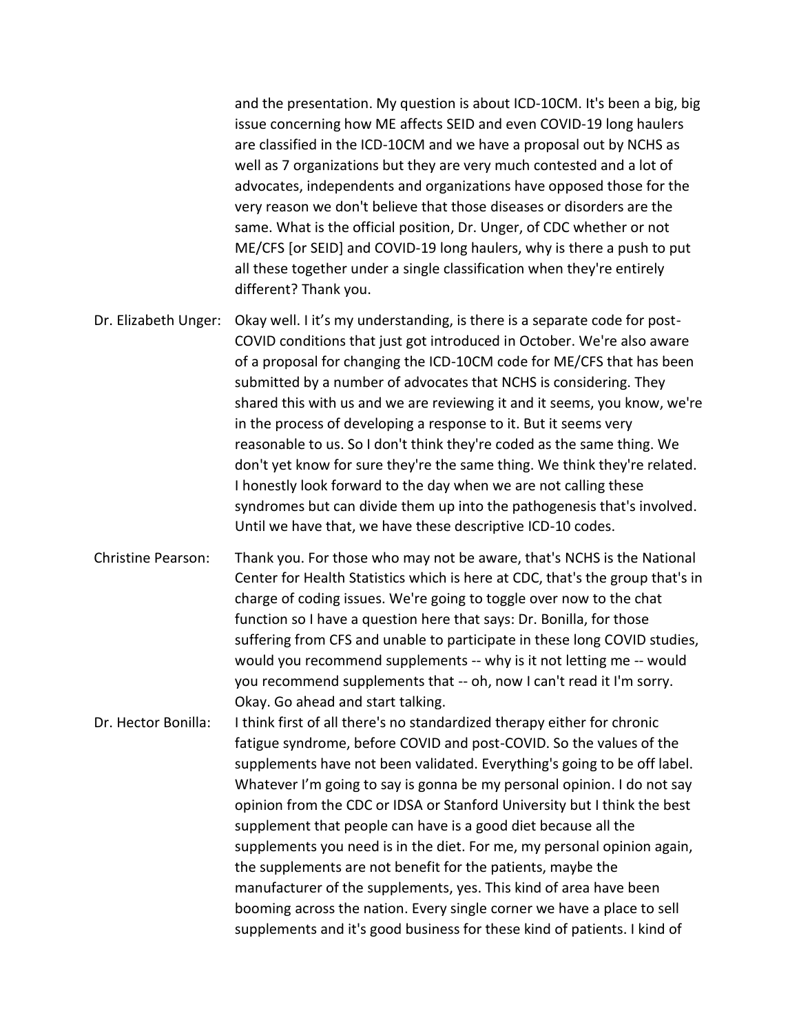and the presentation. My question is about ICD-10CM. It's been a big, big issue concerning how ME affects SEID and even COVID-19 long haulers are classified in the ICD-10CM and we have a proposal out by NCHS as well as 7 organizations but they are very much contested and a lot of advocates, independents and organizations have opposed those for the very reason we don't believe that those diseases or disorders are the same. What is the official position, Dr. Unger, of CDC whether or not ME/CFS [or SEID] and COVID-19 long haulers, why is there a push to put all these together under a single classification when they're entirely different? Thank you.

Dr. Elizabeth Unger: Okay well. I it's my understanding, is there is a separate code for post-COVID conditions that just got introduced in October. We're also aware of a proposal for changing the ICD-10CM code for ME/CFS that has been submitted by a number of advocates that NCHS is considering. They shared this with us and we are reviewing it and it seems, you know, we're in the process of developing a response to it. But it seems very reasonable to us. So I don't think they're coded as the same thing. We don't yet know for sure they're the same thing. We think they're related. I honestly look forward to the day when we are not calling these syndromes but can divide them up into the pathogenesis that's involved. Until we have that, we have these descriptive ICD-10 codes.

Christine Pearson: Thank you. For those who may not be aware, that's NCHS is the National Center for Health Statistics which is here at CDC, that's the group that's in charge of coding issues. We're going to toggle over now to the chat function so I have a question here that says: Dr. Bonilla, for those suffering from CFS and unable to participate in these long COVID studies, would you recommend supplements -- why is it not letting me -- would you recommend supplements that -- oh, now I can't read it I'm sorry. Okay. Go ahead and start talking.

Dr. Hector Bonilla: I think first of all there's no standardized therapy either for chronic fatigue syndrome, before COVID and post-COVID. So the values of the supplements have not been validated. Everything's going to be off label. Whatever I'm going to say is gonna be my personal opinion. I do not say opinion from the CDC or IDSA or Stanford University but I think the best supplement that people can have is a good diet because all the supplements you need is in the diet. For me, my personal opinion again, the supplements are not benefit for the patients, maybe the manufacturer of the supplements, yes. This kind of area have been booming across the nation. Every single corner we have a place to sell supplements and it's good business for these kind of patients. I kind of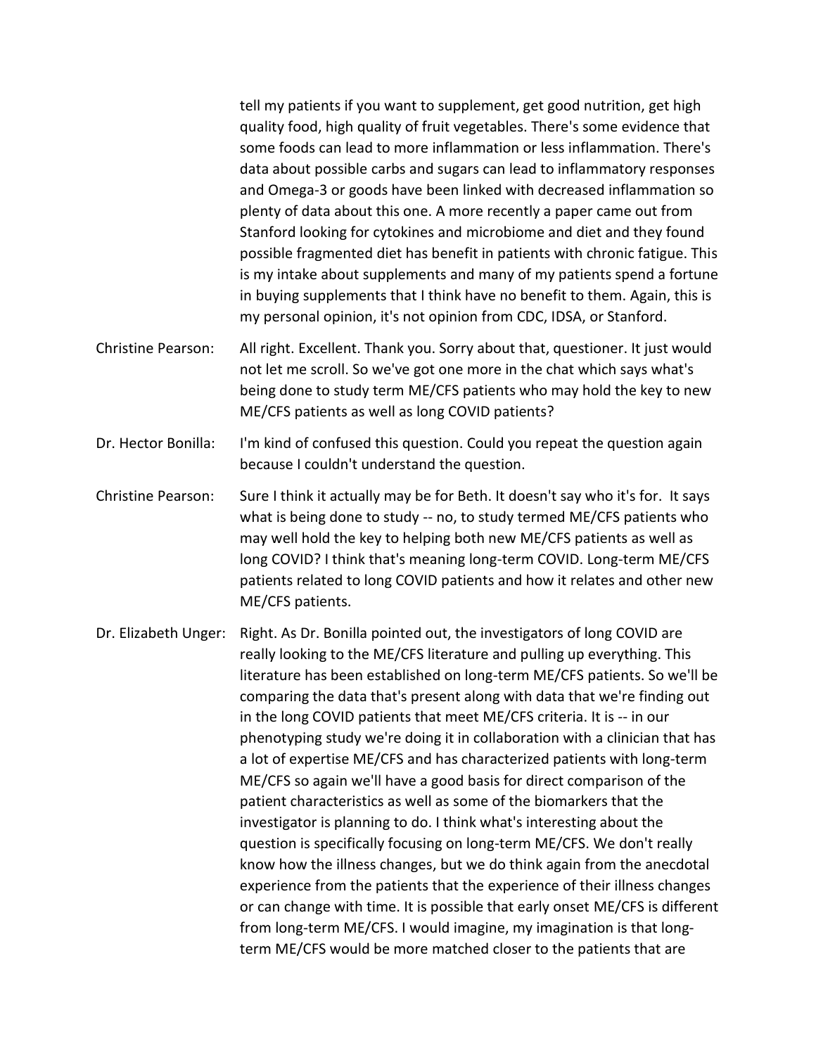tell my patients if you want to supplement, get good nutrition, get high quality food, high quality of fruit vegetables. There's some evidence that some foods can lead to more inflammation or less inflammation. There's data about possible carbs and sugars can lead to inflammatory responses and Omega-3 or goods have been linked with decreased inflammation so plenty of data about this one. A more recently a paper came out from Stanford looking for cytokines and microbiome and diet and they found possible fragmented diet has benefit in patients with chronic fatigue. This is my intake about supplements and many of my patients spend a fortune in buying supplements that I think have no benefit to them. Again, this is my personal opinion, it's not opinion from CDC, IDSA, or Stanford.

Christine Pearson: All right. Excellent. Thank you. Sorry about that, questioner. It just would not let me scroll. So we've got one more in the chat which says what's being done to study term ME/CFS patients who may hold the key to new ME/CFS patients as well as long COVID patients?

Dr. Hector Bonilla: I'm kind of confused this question. Could you repeat the question again because I couldn't understand the question.

Christine Pearson: Sure I think it actually may be for Beth. It doesn't say who it's for. It says what is being done to study -- no, to study termed ME/CFS patients who may well hold the key to helping both new ME/CFS patients as well as long COVID? I think that's meaning long-term COVID. Long-term ME/CFS patients related to long COVID patients and how it relates and other new ME/CFS patients.

Dr. Elizabeth Unger: Right. As Dr. Bonilla pointed out, the investigators of long COVID are really looking to the ME/CFS literature and pulling up everything. This literature has been established on long-term ME/CFS patients. So we'll be comparing the data that's present along with data that we're finding out in the long COVID patients that meet ME/CFS criteria. It is -- in our phenotyping study we're doing it in collaboration with a clinician that has a lot of expertise ME/CFS and has characterized patients with long-term ME/CFS so again we'll have a good basis for direct comparison of the patient characteristics as well as some of the biomarkers that the investigator is planning to do. I think what's interesting about the question is specifically focusing on long-term ME/CFS. We don't really know how the illness changes, but we do think again from the anecdotal experience from the patients that the experience of their illness changes or can change with time. It is possible that early onset ME/CFS is different from long-term ME/CFS. I would imagine, my imagination is that long-term ME/CFS would be more matched closer to the patients that are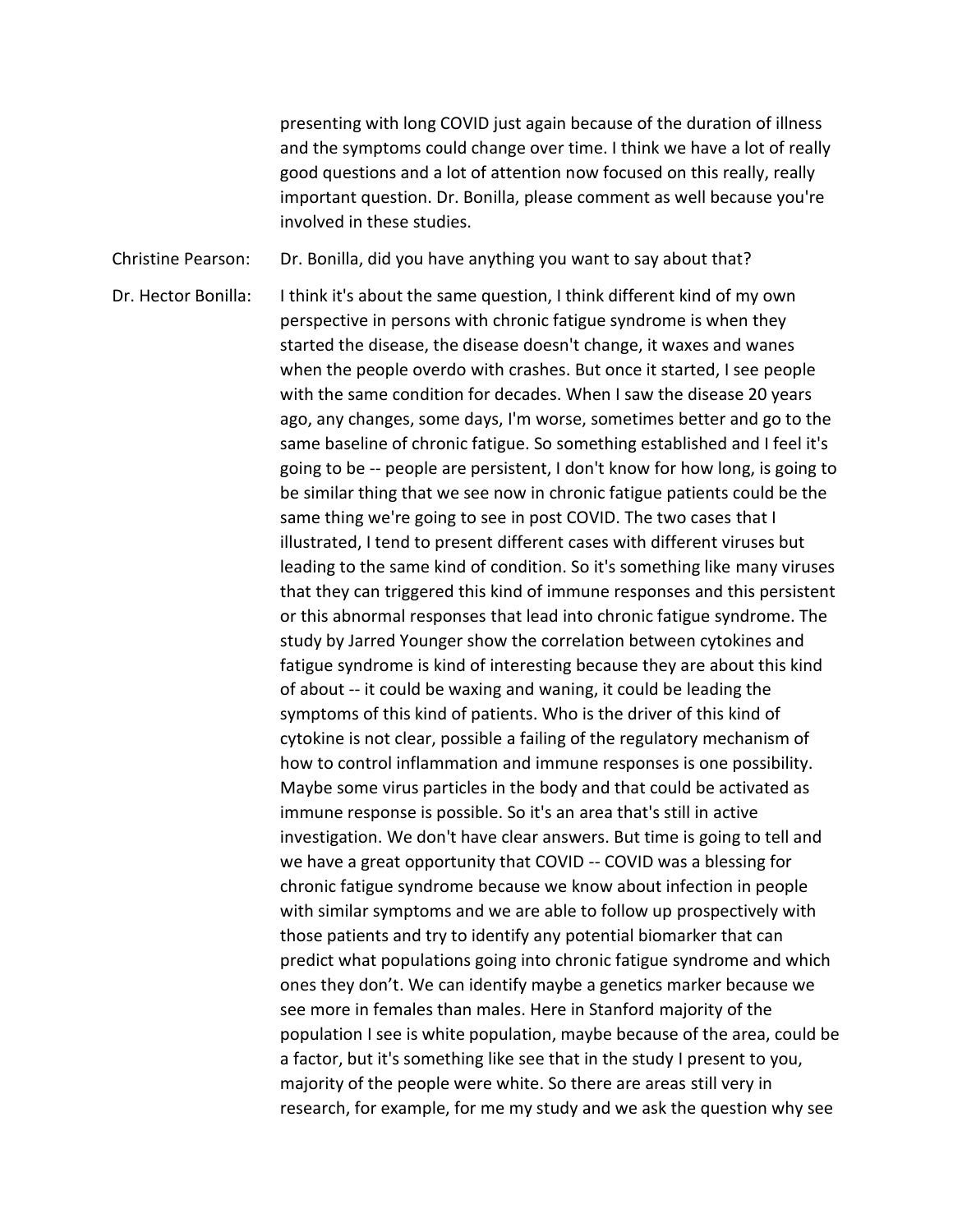presenting with long COVID just again because of the duration of illness and the symptoms could change over time. I think we have a lot of really good questions and a lot of attention now focused on this really, really important question. Dr. Bonilla, please comment as well because you're involved in these studies.

Christine Pearson: Dr. Bonilla, did you have anything you want to say about that?

Dr. Hector Bonilla: I think it's about the same question, I think different kind of my own perspective in persons with chronic fatigue syndrome is when they started the disease, the disease doesn't change, it waxes and wanes when the people overdo with crashes. But once it started, I see people with the same condition for decades. When I saw the disease 20 years ago, any changes, some days, I'm worse, sometimes better and go to the same baseline of chronic fatigue. So something established and I feel it's going to be -- people are persistent, I don't know for how long, is going to be similar thing that we see now in chronic fatigue patients could be the same thing we're going to see in post COVID. The two cases that I illustrated, I tend to present different cases with different viruses but leading to the same kind of condition. So it's something like many viruses that they can triggered this kind of immune responses and this persistent or this abnormal responses that lead into chronic fatigue syndrome. The study by Jarred Younger show the correlation between cytokines and fatigue syndrome is kind of interesting because they are about this kind of about -- it could be waxing and waning, it could be leading the symptoms of this kind of patients. Who is the driver of this kind of cytokine is not clear, possible a failing of the regulatory mechanism of how to control inflammation and immune responses is one possibility. Maybe some virus particles in the body and that could be activated as immune response is possible. So it's an area that's still in active investigation. We don't have clear answers. But time is going to tell and we have a great opportunity that COVID -- COVID was a blessing for chronic fatigue syndrome because we know about infection in people with similar symptoms and we are able to follow up prospectively with those patients and try to identify any potential biomarker that can predict what populations going into chronic fatigue syndrome and which ones they don't. We can identify maybe a genetics marker because we see more in females than males. Here in Stanford majority of the population I see is white population, maybe because of the area, could be a factor, but it's something like see that in the study I present to you, majority of the people were white. So there are areas still very in research, for example, for me my study and we ask the question why see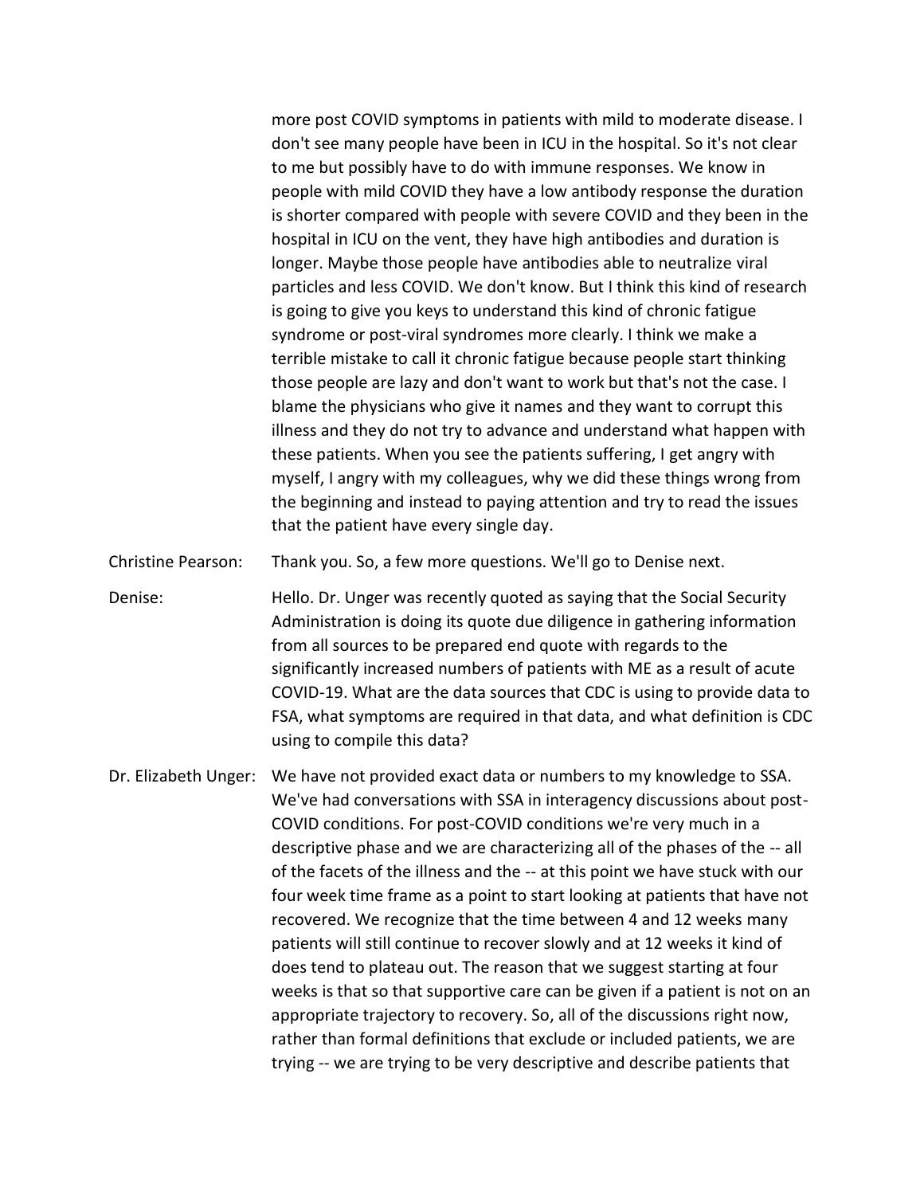more post COVID symptoms in patients with mild to moderate disease. I don't see many people have been in ICU in the hospital. So it's not clear to me but possibly have to do with immune responses. We know in people with mild COVID they have a low antibody response the duration is shorter compared with people with severe COVID and they been in the hospital in ICU on the vent, they have high antibodies and duration is longer. Maybe those people have antibodies able to neutralize viral particles and less COVID. We don't know. But I think this kind of research is going to give you keys to understand this kind of chronic fatigue syndrome or post-viral syndromes more clearly. I think we make a terrible mistake to call it chronic fatigue because people start thinking those people are lazy and don't want to work but that's not the case. I blame the physicians who give it names and they want to corrupt this illness and they do not try to advance and understand what happen with these patients. When you see the patients suffering, I get angry with myself, I angry with my colleagues, why we did these things wrong from the beginning and instead to paying attention and try to read the issues that the patient have every single day.

Christine Pearson: Thank you. So, a few more questions. We'll go to Denise next.

Denise: Hello. Dr. Unger was recently quoted as saying that the Social Security Administration is doing its quote due diligence in gathering information from all sources to be prepared end quote with regards to the significantly increased numbers of patients with ME as a result of acute COVID-19. What are the data sources that CDC is using to provide data to FSA, what symptoms are required in that data, and what definition is CDC using to compile this data?

Dr. Elizabeth Unger: We have not provided exact data or numbers to my knowledge to SSA. We've had conversations with SSA in interagency discussions about post-COVID conditions. For post-COVID conditions we're very much in a descriptive phase and we are characterizing all of the phases of the -- all of the facets of the illness and the -- at this point we have stuck with our four week time frame as a point to start looking at patients that have not recovered. We recognize that the time between 4 and 12 weeks many patients will still continue to recover slowly and at 12 weeks it kind of does tend to plateau out. The reason that we suggest starting at four weeks is that so that supportive care can be given if a patient is not on an appropriate trajectory to recovery. So, all of the discussions right now, rather than formal definitions that exclude or included patients, we are trying -- we are trying to be very descriptive and describe patients that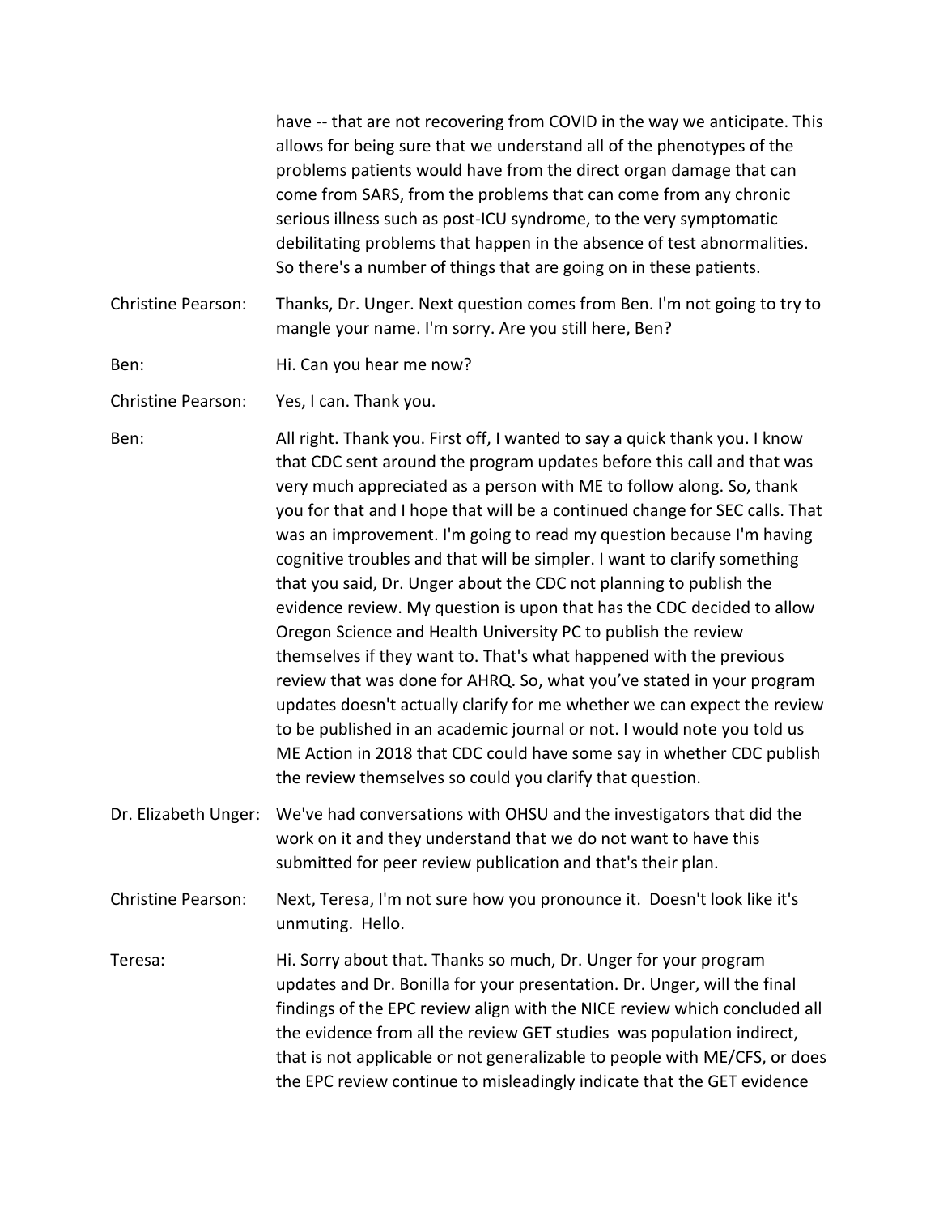have -- that are not recovering from COVID in the way we anticipate. This allows for being sure that we understand all of the phenotypes of the problems patients would have from the direct organ damage that can come from SARS, from the problems that can come from any chronic serious illness such as post-ICU syndrome, to the very symptomatic debilitating problems that happen in the absence of test abnormalities. So there's a number of things that are going on in these patients.

**Christine Pearson:** Thanks, Dr. Unger. Next question comes from Ben. I'm not going to try to mangle your name. I'm sorry. Are you still here, Ben?

**Ben:** Hi. Can you hear me now?

**Christine Pearson:** Yes, I can. Thank you.

**Ben:** All right. Thank you. First off, I wanted to say a quick thank you. I know that CDC sent around the program updates before this call and that was very much appreciated as a person with ME to follow along. So, thank you for that and I hope that will be a continued change for SEC calls. That was an improvement. I'm going to read my question because I'm having cognitive troubles and that will be simpler. I want to clarify something that you said, Dr. Unger about the CDC not planning to publish the evidence review. My question is upon that has the CDC decided to allow Oregon Science and Health University PC to publish the review themselves if they want to. That's what happened with the previous review that was done for AHRQ. So, what you've stated in your program updates doesn't actually clarify for me whether we can expect the review to be published in an academic journal or not. I would note you told us ME Action in 2018 that CDC could have some say in whether CDC publish the review themselves so could you clarify that question.

**Dr. Elizabeth Unger:** We've had conversations with OHSU and the investigators that did the work on it and they understand that we do not want to have this submitted for peer review publication and that's their plan.

**Christine Pearson:** Next, Teresa, I'm not sure how you pronounce it. Doesn't look like it's unmuting. Hello.

**Teresa:** Hi. Sorry about that. Thanks so much, Dr. Unger for your program updates and Dr. Bonilla for your presentation. Dr. Unger, will the final findings of the EPC review align with the NICE review which concluded all the evidence from all the review GET studies was population indirect, that is not applicable or not generalizable to people with ME/CFS, or does the EPC review continue to misleadingly indicate that the GET evidence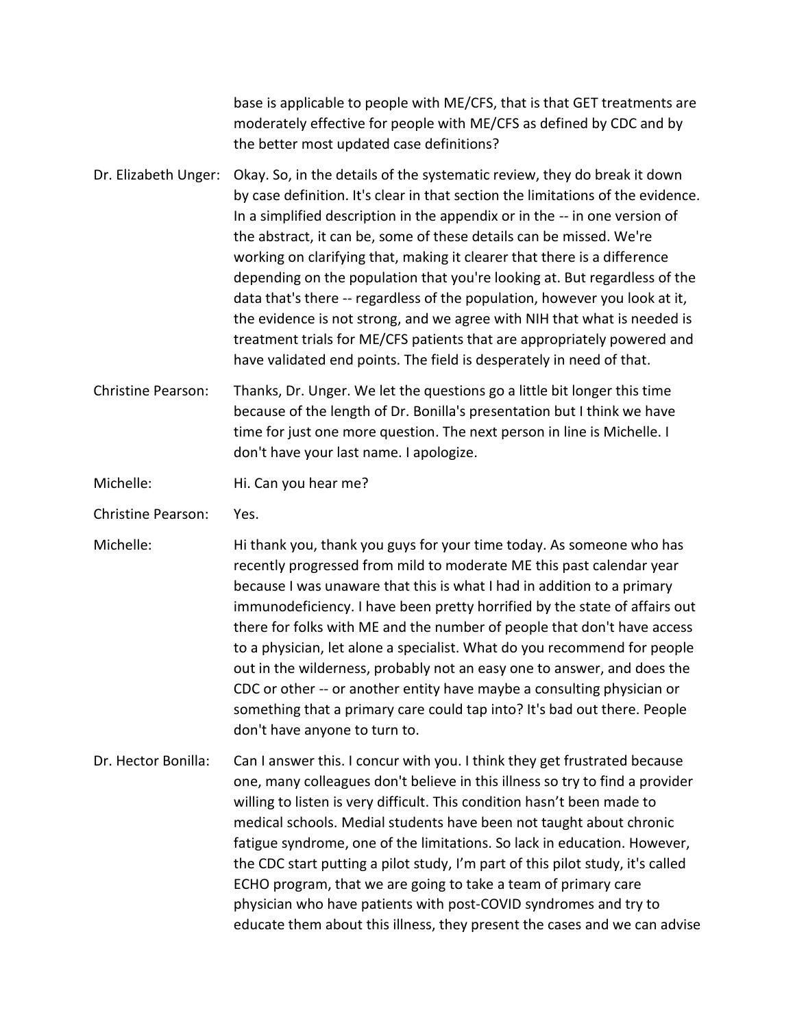base is applicable to people with ME/CFS, that is that GET treatments are moderately effective for people with ME/CFS as defined by CDC and by the better most updated case definitions?

**Dr. Elizabeth Unger:** Okay. So, in the details of the systematic review, they do break it down by case definition. It's clear in that section the limitations of the evidence. In a simplified description in the appendix or in the -- in one version of the abstract, it can be, some of these details can be missed. We're working on clarifying that, making it clearer that there is a difference depending on the population that you're looking at. But regardless of the data that's there -- regardless of the population, however you look at it, the evidence is not strong, and we agree with NIH that what is needed is treatment trials for ME/CFS patients that are appropriately powered and have validated end points. The field is desperately in need of that.

**Christine Pearson:** Thanks, Dr. Unger. We let the questions go a little bit longer this time because of the length of Dr. Bonilla's presentation but I think we have time for just one more question. The next person in line is Michelle. I don't have your last name. I apologize.

**Michelle:** Hi. Can you hear me?

**Christine Pearson:** Yes.

**Michelle:** Hi thank you, thank you guys for your time today. As someone who has recently progressed from mild to moderate ME this past calendar year because I was unaware that this is what I had in addition to a primary immunodeficiency. I have been pretty horrified by the state of affairs out there for folks with ME and the number of people that don't have access to a physician, let alone a specialist. What do you recommend for people out in the wilderness, probably not an easy one to answer, and does the CDC or other -- or another entity have maybe a consulting physician or something that a primary care could tap into? It's bad out there. People don't have anyone to turn to.

**Dr. Hector Bonilla:** Can I answer this. I concur with you. I think they get frustrated because one, many colleagues don't believe in this illness so try to find a provider willing to listen is very difficult. This condition hasn't been made to medical schools. Medial students have been not taught about chronic fatigue syndrome, one of the limitations. So lack in education. However, the CDC start putting a pilot study, I'm part of this pilot study, it's called ECHO program, that we are going to take a team of primary care physician who have patients with post-COVID syndromes and try to educate them about this illness, they present the cases and we can advise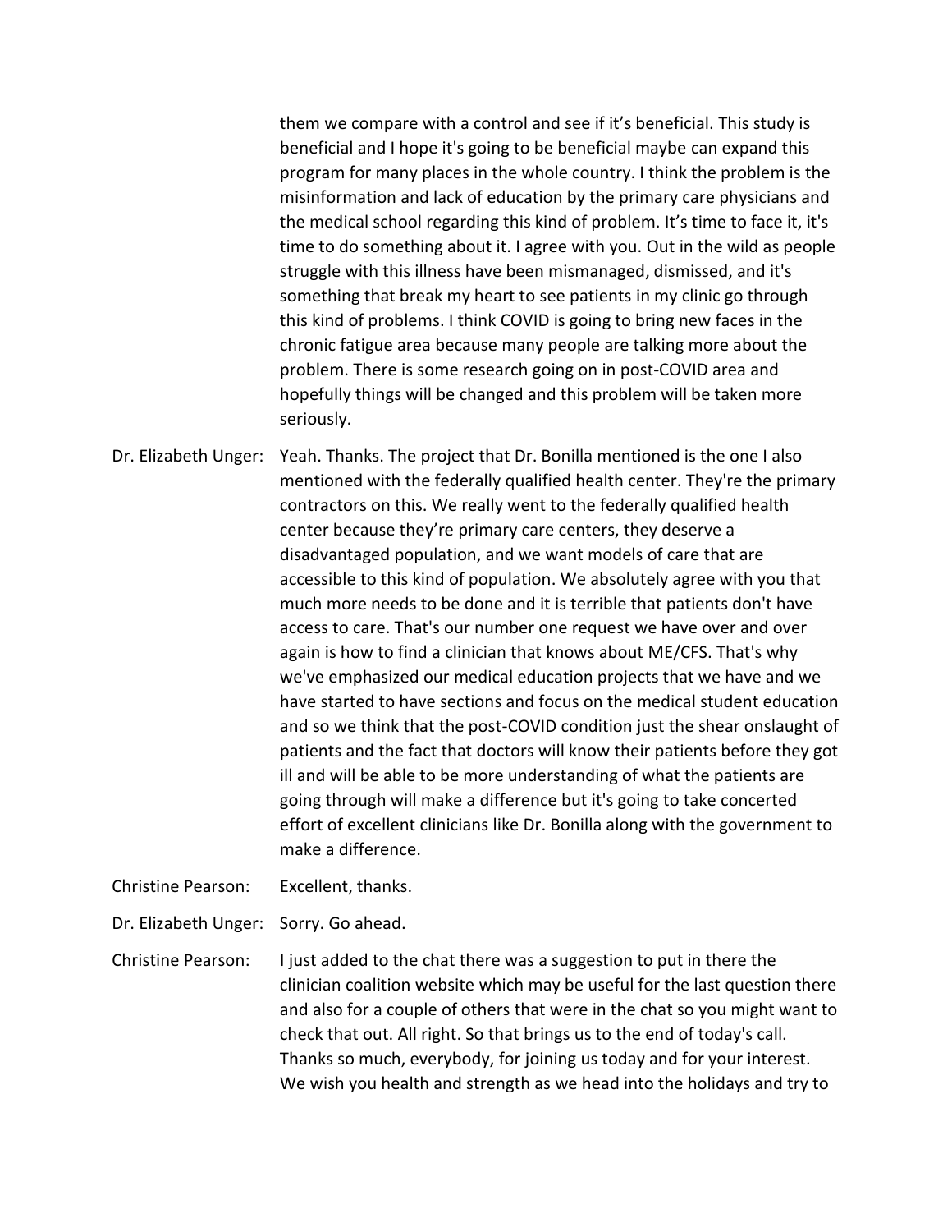them we compare with a control and see if it's beneficial. This study is beneficial and I hope it's going to be beneficial maybe can expand this program for many places in the whole country. I think the problem is the misinformation and lack of education by the primary care physicians and the medical school regarding this kind of problem. It's time to face it, it's time to do something about it. I agree with you. Out in the wild as people struggle with this illness have been mismanaged, dismissed, and it's something that break my heart to see patients in my clinic go through this kind of problems. I think COVID is going to bring new faces in the chronic fatigue area because many people are talking more about the problem. There is some research going on in post-COVID area and hopefully things will be changed and this problem will be taken more seriously.

Dr. Elizabeth Unger: Yeah. Thanks. The project that Dr. Bonilla mentioned is the one I also mentioned with the federally qualified health center. They're the primary contractors on this. We really went to the federally qualified health center because they're primary care centers, they deserve a disadvantaged population, and we want models of care that are accessible to this kind of population. We absolutely agree with you that much more needs to be done and it is terrible that patients don't have access to care. That's our number one request we have over and over again is how to find a clinician that knows about ME/CFS. That's why we've emphasized our medical education projects that we have and we have started to have sections and focus on the medical student education and so we think that the post-COVID condition just the shear onslaught of patients and the fact that doctors will know their patients before they got ill and will be able to be more understanding of what the patients are going through will make a difference but it's going to take concerted effort of excellent clinicians like Dr. Bonilla along with the government to make a difference.

Christine Pearson: Excellent, thanks.

Dr. Elizabeth Unger: Sorry. Go ahead.

Christine Pearson: I just added to the chat there was a suggestion to put in there the clinician coalition website which may be useful for the last question there and also for a couple of others that were in the chat so you might want to check that out. All right. So that brings us to the end of today's call. Thanks so much, everybody, for joining us today and for your interest. We wish you health and strength as we head into the holidays and try to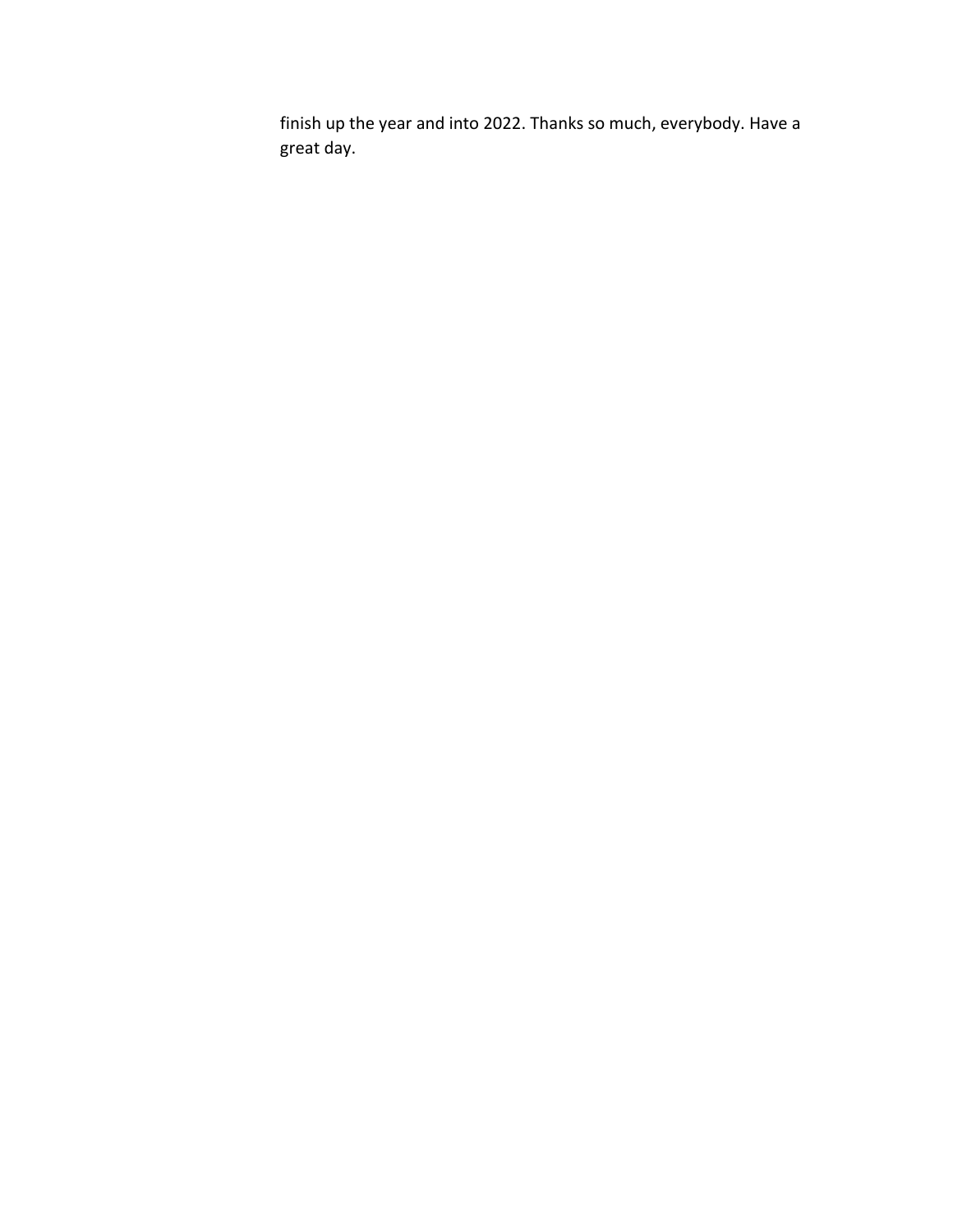finish up the year and into 2022. Thanks so much, everybody. Have a great day.